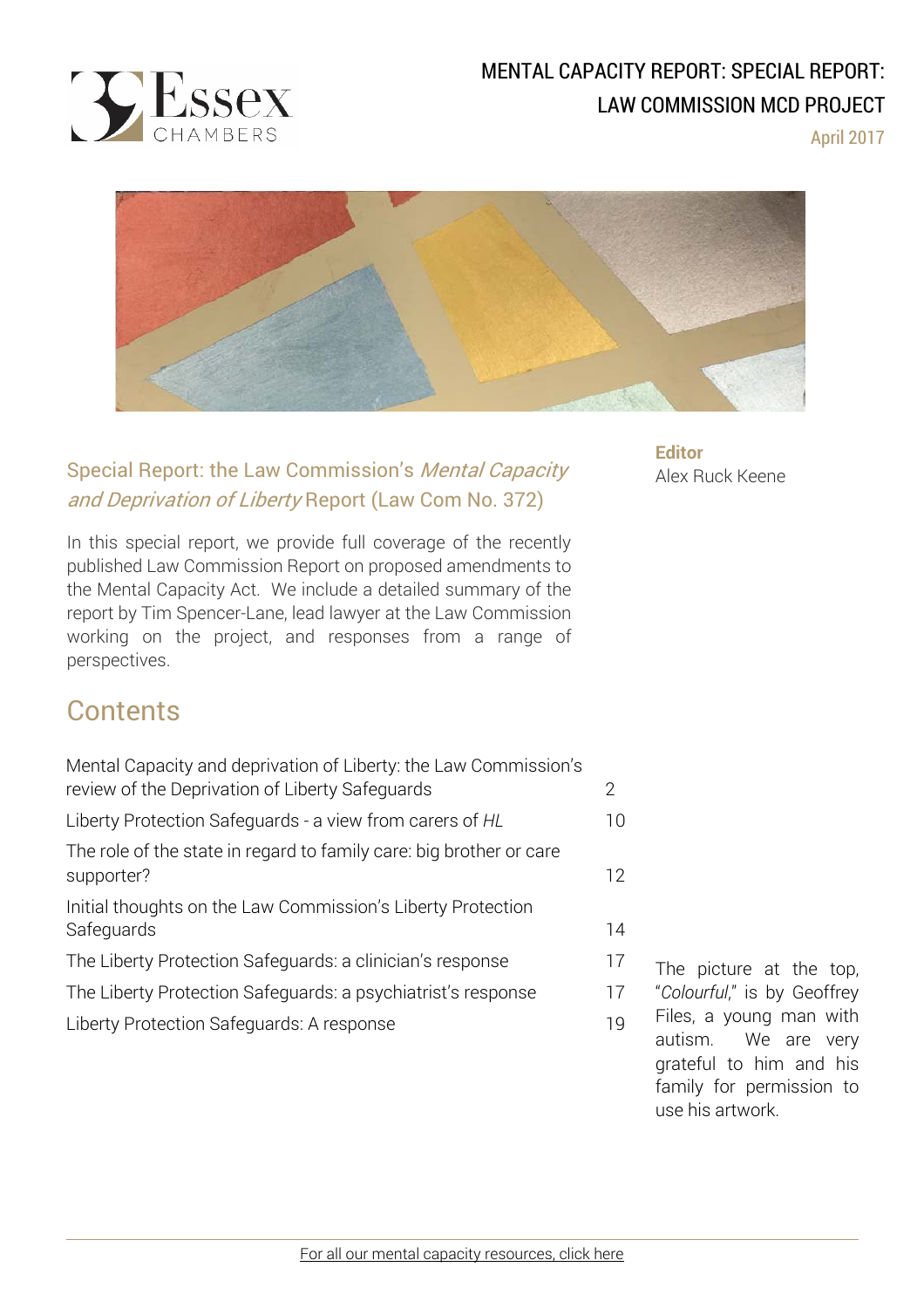# MENTAL CAPACITY REPORT: SPECIAL REPORT: LAW COMMISSION MCD PROJECT

April 2017

## Special Report: the Law Commission's *Mental Capacity and Deprivation of Liberty* Report (Law Com No. 372)

In this special report, we provide full coverage of the recently published Law Commission Report on proposed amendments to the Mental Capacity Act. We include a detailed summary of the report by Tim Spencer-Lane, lead lawyer at the Law Commission working on the project, and responses from a range of perspectives.

**Editor**
Alex Ruck Keene

## Contents

| | |
|---|---|
| Mental Capacity and deprivation of Liberty: the Law Commission's review of the Deprivation of Liberty Safeguards | 2 |
| Liberty Protection Safeguards - a view from carers of *HL* | 10 |
| The role of the state in regard to family care: big brother or care supporter? | 12 |
| Initial thoughts on the Law Commission's Liberty Protection Safeguards | 14 |
| The Liberty Protection Safeguards: a clinician's response | 17 |
| The Liberty Protection Safeguards: a psychiatrist's response | 17 |
| Liberty Protection Safeguards: A response | 19 |

The picture at the top, "*Colourful*," is by Geoffrey Files, a young man with autism. We are very grateful to him and his family for permission to use his artwork.

For all our mental capacity resources, click here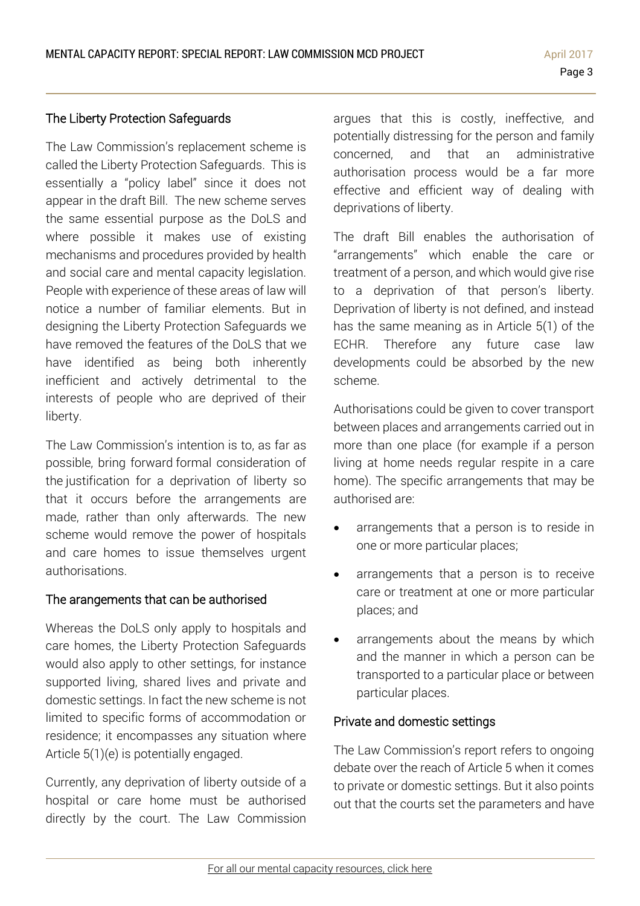## The Liberty Protection Safeguards

The Law Commission's replacement scheme is called the Liberty Protection Safeguards. This is essentially a "policy label" since it does not appear in the draft Bill. The new scheme serves the same essential purpose as the DoLS and where possible it makes use of existing mechanisms and procedures provided by health and social care and mental capacity legislation. People with experience of these areas of law will notice a number of familiar elements. But in designing the Liberty Protection Safeguards we have removed the features of the DoLS that we have identified as being both inherently inefficient and actively detrimental to the interests of people who are deprived of their liberty.

The Law Commission's intention is to, as far as possible, bring forward formal consideration of the justification for a deprivation of liberty so that it occurs before the arrangements are made, rather than only afterwards. The new scheme would remove the power of hospitals and care homes to issue themselves urgent authorisations.

## The arangements that can be authorised

Whereas the DoLS only apply to hospitals and care homes, the Liberty Protection Safeguards would also apply to other settings, for instance supported living, shared lives and private and domestic settings. In fact the new scheme is not limited to specific forms of accommodation or residence; it encompasses any situation where Article 5(1)(e) is potentially engaged.

Currently, any deprivation of liberty outside of a hospital or care home must be authorised directly by the court. The Law Commission argues that this is costly, ineffective, and potentially distressing for the person and family concerned, and that an administrative authorisation process would be a far more effective and efficient way of dealing with deprivations of liberty.

The draft Bill enables the authorisation of "arrangements" which enable the care or treatment of a person, and which would give rise to a deprivation of that person's liberty. Deprivation of liberty is not defined, and instead has the same meaning as in Article 5(1) of the ECHR. Therefore any future case law developments could be absorbed by the new scheme.

Authorisations could be given to cover transport between places and arrangements carried out in more than one place (for example if a person living at home needs regular respite in a care home). The specific arrangements that may be authorised are:

- arrangements that a person is to reside in one or more particular places;
- arrangements that a person is to receive care or treatment at one or more particular places; and
- arrangements about the means by which and the manner in which a person can be transported to a particular place or between particular places.

## Private and domestic settings

The Law Commission's report refers to ongoing debate over the reach of Article 5 when it comes to private or domestic settings. But it also points out that the courts set the parameters and have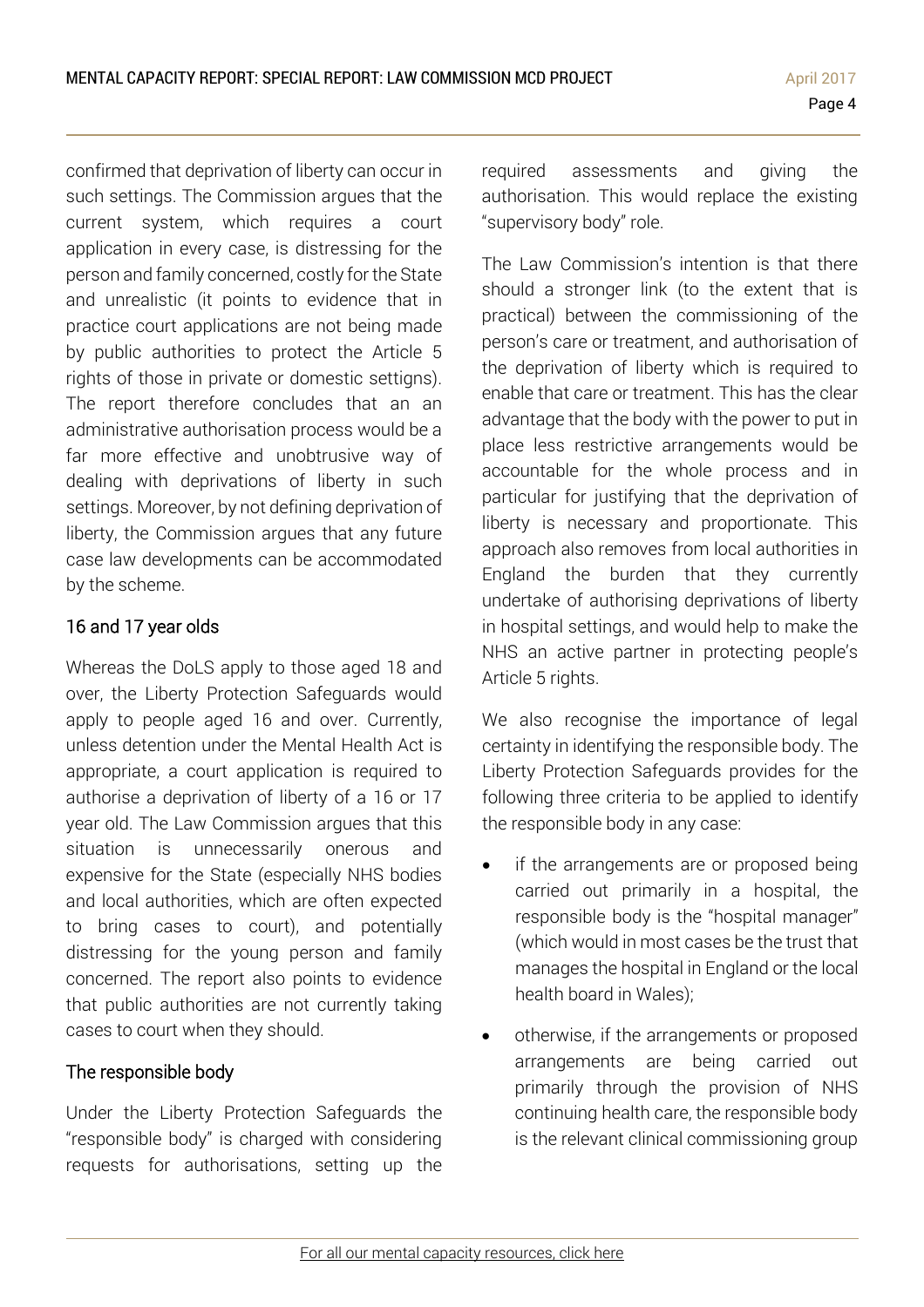confirmed that deprivation of liberty can occur in such settings. The Commission argues that the current system, which requires a court application in every case, is distressing for the person and family concerned, costly for the State and unrealistic (it points to evidence that in practice court applications are not being made by public authorities to protect the Article 5 rights of those in private or domestic settigns). The report therefore concludes that an an administrative authorisation process would be a far more effective and unobtrusive way of dealing with deprivations of liberty in such settings. Moreover, by not defining deprivation of liberty, the Commission argues that any future case law developments can be accommodated by the scheme.

### 16 and 17 year olds

Whereas the DoLS apply to those aged 18 and over, the Liberty Protection Safeguards would apply to people aged 16 and over. Currently, unless detention under the Mental Health Act is appropriate, a court application is required to authorise a deprivation of liberty of a 16 or 17 year old. The Law Commission argues that this situation is unnecessarily onerous and expensive for the State (especially NHS bodies and local authorities, which are often expected to bring cases to court), and potentially distressing for the young person and family concerned. The report also points to evidence that public authorities are not currently taking cases to court when they should.

### The responsible body

Under the Liberty Protection Safeguards the "responsible body" is charged with considering requests for authorisations, setting up the required assessments and giving the authorisation. This would replace the existing "supervisory body" role.

The Law Commission's intention is that there should a stronger link (to the extent that is practical) between the commissioning of the person's care or treatment, and authorisation of the deprivation of liberty which is required to enable that care or treatment. This has the clear advantage that the body with the power to put in place less restrictive arrangements would be accountable for the whole process and in particular for justifying that the deprivation of liberty is necessary and proportionate. This approach also removes from local authorities in England the burden that they currently undertake of authorising deprivations of liberty in hospital settings, and would help to make the NHS an active partner in protecting people's Article 5 rights.

We also recognise the importance of legal certainty in identifying the responsible body. The Liberty Protection Safeguards provides for the following three criteria to be applied to identify the responsible body in any case:

- if the arrangements are or proposed being carried out primarily in a hospital, the responsible body is the "hospital manager" (which would in most cases be the trust that manages the hospital in England or the local health board in Wales);
- otherwise, if the arrangements or proposed arrangements are being carried out primarily through the provision of NHS continuing health care, the responsible body is the relevant clinical commissioning group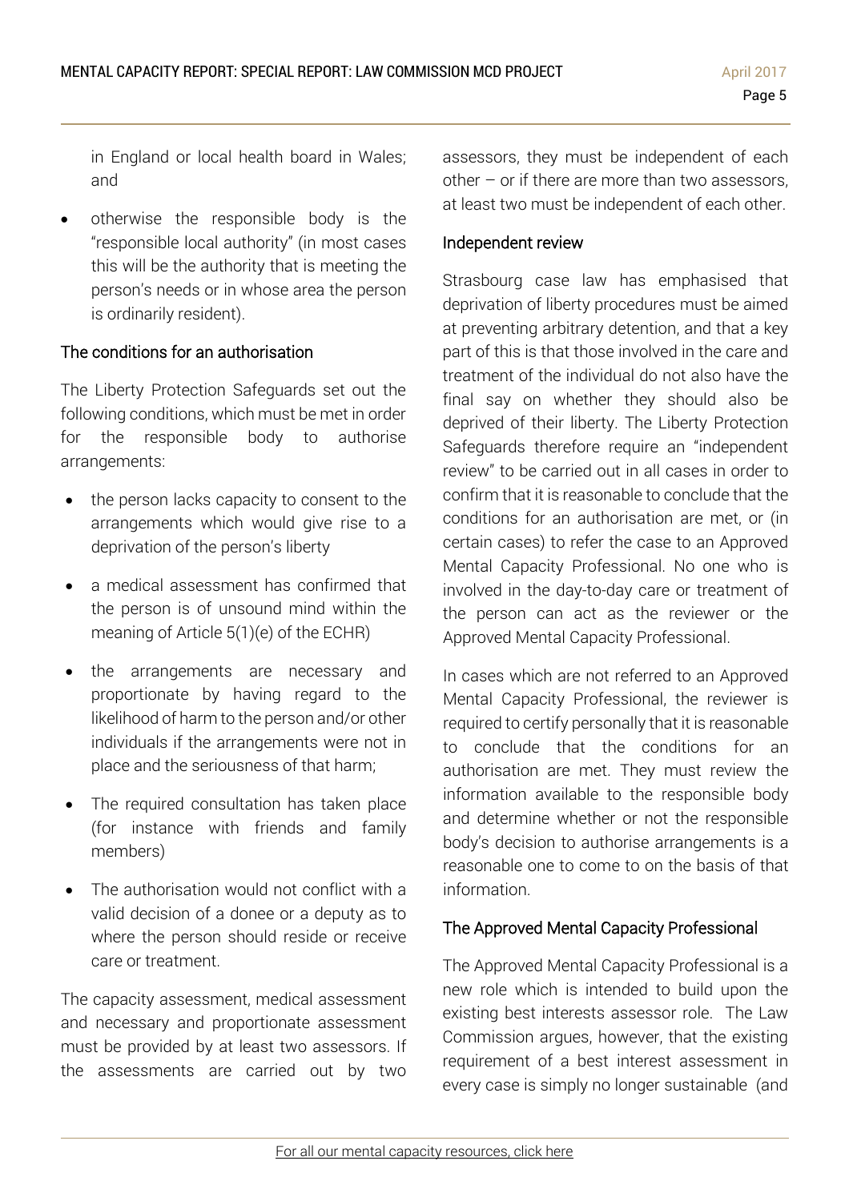in England or local health board in Wales; and

- otherwise the responsible body is the "responsible local authority" (in most cases this will be the authority that is meeting the person's needs or in whose area the person is ordinarily resident).

### The conditions for an authorisation

The Liberty Protection Safeguards set out the following conditions, which must be met in order for the responsible body to authorise arrangements:

- the person lacks capacity to consent to the arrangements which would give rise to a deprivation of the person's liberty
- a medical assessment has confirmed that the person is of unsound mind within the meaning of Article 5(1)(e) of the ECHR)
- the arrangements are necessary and proportionate by having regard to the likelihood of harm to the person and/or other individuals if the arrangements were not in place and the seriousness of that harm;
- The required consultation has taken place (for instance with friends and family members)
- The authorisation would not conflict with a valid decision of a donee or a deputy as to where the person should reside or receive care or treatment.

The capacity assessment, medical assessment and necessary and proportionate assessment must be provided by at least two assessors. If the assessments are carried out by two assessors, they must be independent of each other – or if there are more than two assessors, at least two must be independent of each other.

### Independent review

Strasbourg case law has emphasised that deprivation of liberty procedures must be aimed at preventing arbitrary detention, and that a key part of this is that those involved in the care and treatment of the individual do not also have the final say on whether they should also be deprived of their liberty. The Liberty Protection Safeguards therefore require an "independent review" to be carried out in all cases in order to confirm that it is reasonable to conclude that the conditions for an authorisation are met, or (in certain cases) to refer the case to an Approved Mental Capacity Professional. No one who is involved in the day-to-day care or treatment of the person can act as the reviewer or the Approved Mental Capacity Professional.

In cases which are not referred to an Approved Mental Capacity Professional, the reviewer is required to certify personally that it is reasonable to conclude that the conditions for an authorisation are met. They must review the information available to the responsible body and determine whether or not the responsible body's decision to authorise arrangements is a reasonable one to come to on the basis of that information.

### The Approved Mental Capacity Professional

The Approved Mental Capacity Professional is a new role which is intended to build upon the existing best interests assessor role. The Law Commission argues, however, that the existing requirement of a best interest assessment in every case is simply no longer sustainable (and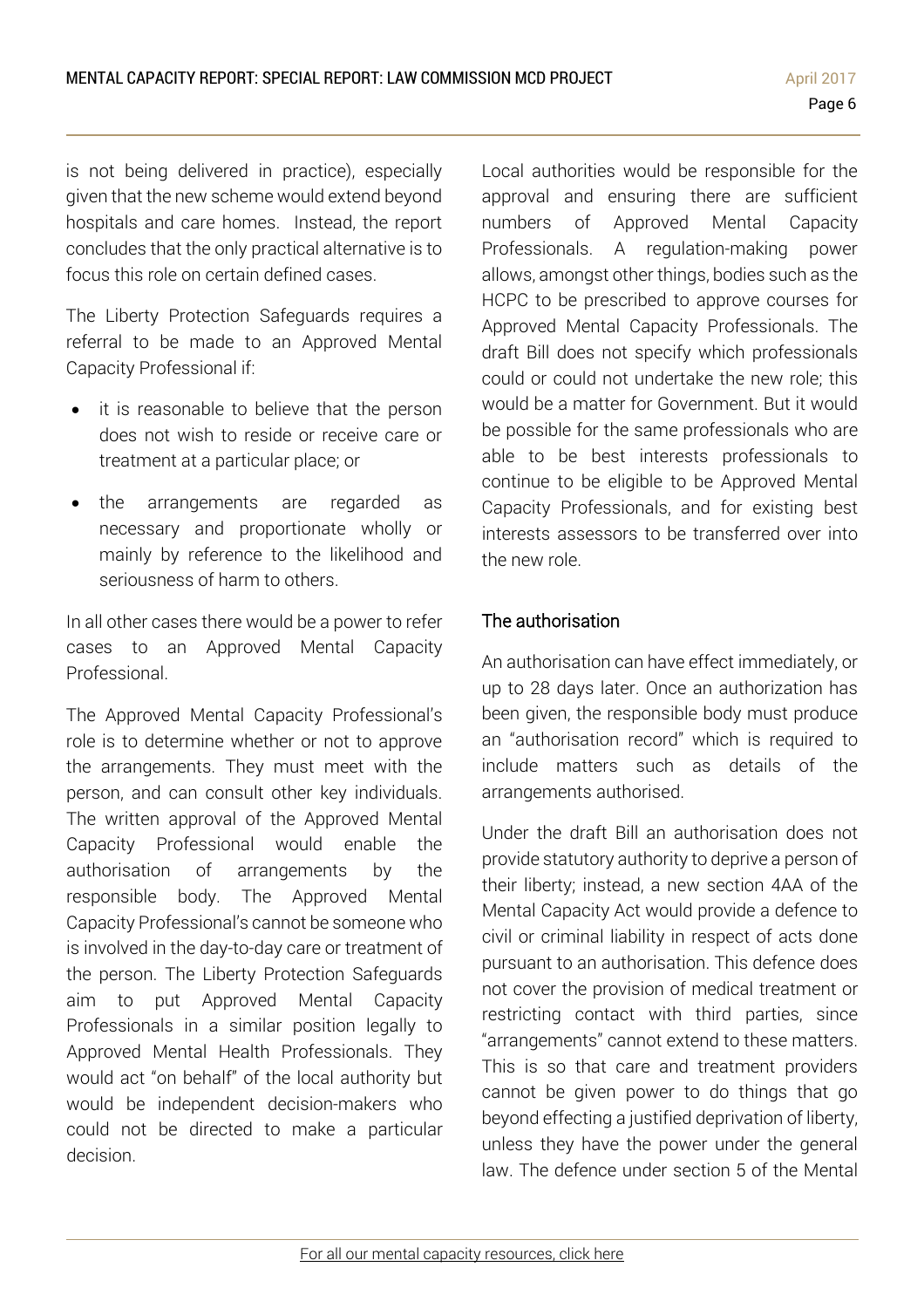is not being delivered in practice), especially given that the new scheme would extend beyond hospitals and care homes. Instead, the report concludes that the only practical alternative is to focus this role on certain defined cases.

The Liberty Protection Safeguards requires a referral to be made to an Approved Mental Capacity Professional if:

- it is reasonable to believe that the person does not wish to reside or receive care or treatment at a particular place; or
- the arrangements are regarded as necessary and proportionate wholly or mainly by reference to the likelihood and seriousness of harm to others.

In all other cases there would be a power to refer cases to an Approved Mental Capacity Professional.

The Approved Mental Capacity Professional's role is to determine whether or not to approve the arrangements. They must meet with the person, and can consult other key individuals. The written approval of the Approved Mental Capacity Professional would enable the authorisation of arrangements by the responsible body. The Approved Mental Capacity Professional's cannot be someone who is involved in the day-to-day care or treatment of the person. The Liberty Protection Safeguards aim to put Approved Mental Capacity Professionals in a similar position legally to Approved Mental Health Professionals. They would act "on behalf" of the local authority but would be independent decision-makers who could not be directed to make a particular decision.

Local authorities would be responsible for the approval and ensuring there are sufficient numbers of Approved Mental Capacity Professionals. A regulation-making power allows, amongst other things, bodies such as the HCPC to be prescribed to approve courses for Approved Mental Capacity Professionals. The draft Bill does not specify which professionals could or could not undertake the new role; this would be a matter for Government. But it would be possible for the same professionals who are able to be best interests professionals to continue to be eligible to be Approved Mental Capacity Professionals, and for existing best interests assessors to be transferred over into the new role.

### The authorisation

An authorisation can have effect immediately, or up to 28 days later. Once an authorization has been given, the responsible body must produce an "authorisation record" which is required to include matters such as details of the arrangements authorised.

Under the draft Bill an authorisation does not provide statutory authority to deprive a person of their liberty; instead, a new section 4AA of the Mental Capacity Act would provide a defence to civil or criminal liability in respect of acts done pursuant to an authorisation. This defence does not cover the provision of medical treatment or restricting contact with third parties, since "arrangements" cannot extend to these matters. This is so that care and treatment providers cannot be given power to do things that go beyond effecting a justified deprivation of liberty, unless they have the power under the general law. The defence under section 5 of the Mental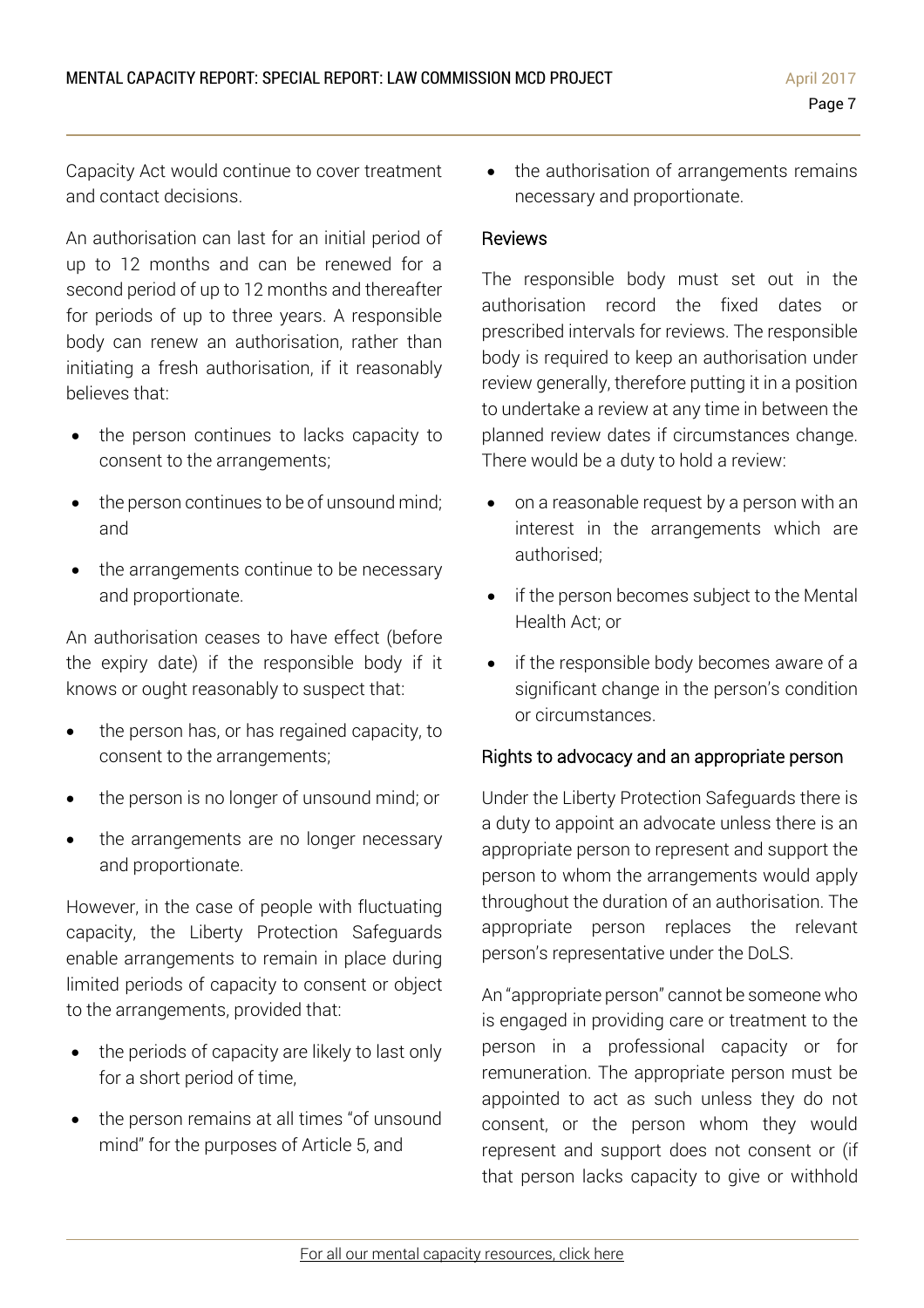Capacity Act would continue to cover treatment and contact decisions.

An authorisation can last for an initial period of up to 12 months and can be renewed for a second period of up to 12 months and thereafter for periods of up to three years. A responsible body can renew an authorisation, rather than initiating a fresh authorisation, if it reasonably believes that:

- the person continues to lacks capacity to consent to the arrangements;
- the person continues to be of unsound mind; and
- the arrangements continue to be necessary and proportionate.

An authorisation ceases to have effect (before the expiry date) if the responsible body if it knows or ought reasonably to suspect that:

- the person has, or has regained capacity, to consent to the arrangements;
- the person is no longer of unsound mind; or
- the arrangements are no longer necessary and proportionate.

However, in the case of people with fluctuating capacity, the Liberty Protection Safeguards enable arrangements to remain in place during limited periods of capacity to consent or object to the arrangements, provided that:

- the periods of capacity are likely to last only for a short period of time,
- the person remains at all times "of unsound mind" for the purposes of Article 5, and
- the authorisation of arrangements remains necessary and proportionate.

### Reviews

The responsible body must set out in the authorisation record the fixed dates or prescribed intervals for reviews. The responsible body is required to keep an authorisation under review generally, therefore putting it in a position to undertake a review at any time in between the planned review dates if circumstances change. There would be a duty to hold a review:

- on a reasonable request by a person with an interest in the arrangements which are authorised;
- if the person becomes subject to the Mental Health Act; or
- if the responsible body becomes aware of a significant change in the person's condition or circumstances.

### Rights to advocacy and an appropriate person

Under the Liberty Protection Safeguards there is a duty to appoint an advocate unless there is an appropriate person to represent and support the person to whom the arrangements would apply throughout the duration of an authorisation. The appropriate person replaces the relevant person's representative under the DoLS.

An "appropriate person" cannot be someone who is engaged in providing care or treatment to the person in a professional capacity or for remuneration. The appropriate person must be appointed to act as such unless they do not consent, or the person whom they would represent and support does not consent or (if that person lacks capacity to give or withhold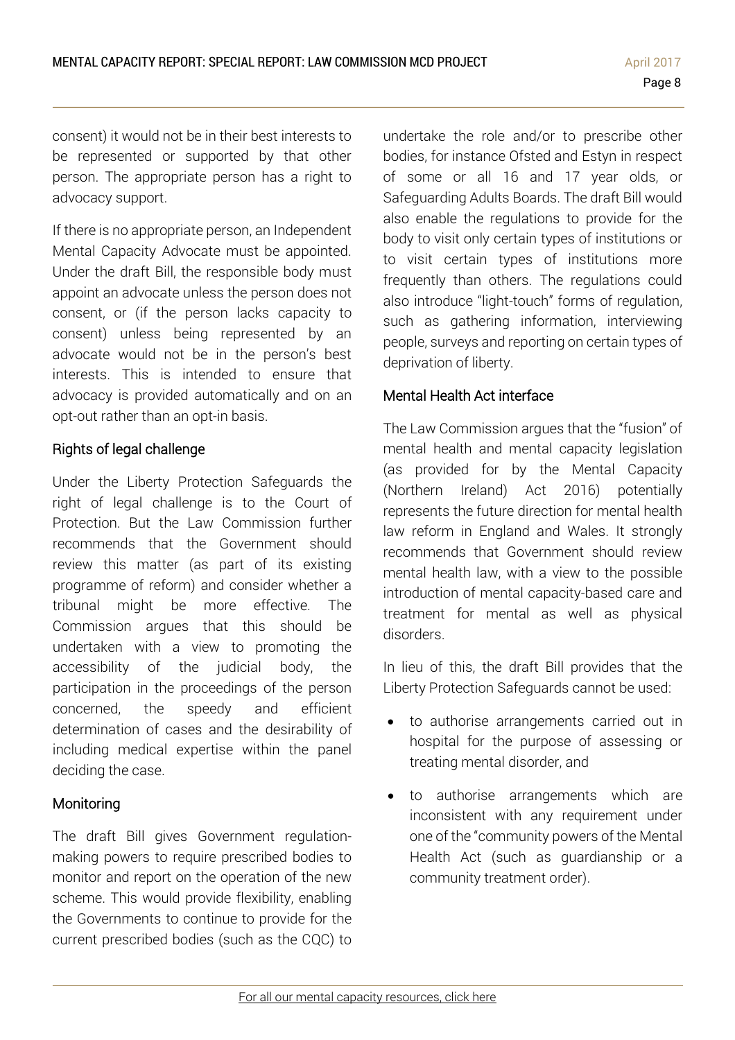consent) it would not be in their best interests to be represented or supported by that other person. The appropriate person has a right to advocacy support.

If there is no appropriate person, an Independent Mental Capacity Advocate must be appointed. Under the draft Bill, the responsible body must appoint an advocate unless the person does not consent, or (if the person lacks capacity to consent) unless being represented by an advocate would not be in the person's best interests. This is intended to ensure that advocacy is provided automatically and on an opt-out rather than an opt-in basis.

### Rights of legal challenge

Under the Liberty Protection Safeguards the right of legal challenge is to the Court of Protection. But the Law Commission further recommends that the Government should review this matter (as part of its existing programme of reform) and consider whether a tribunal might be more effective. The Commission argues that this should be undertaken with a view to promoting the accessibility of the judicial body, the participation in the proceedings of the person concerned, the speedy and efficient determination of cases and the desirability of including medical expertise within the panel deciding the case.

### Monitoring

The draft Bill gives Government regulation-making powers to require prescribed bodies to monitor and report on the operation of the new scheme. This would provide flexibility, enabling the Governments to continue to provide for the current prescribed bodies (such as the CQC) to undertake the role and/or to prescribe other bodies, for instance Ofsted and Estyn in respect of some or all 16 and 17 year olds, or Safeguarding Adults Boards. The draft Bill would also enable the regulations to provide for the body to visit only certain types of institutions or to visit certain types of institutions more frequently than others. The regulations could also introduce "light-touch" forms of regulation, such as gathering information, interviewing people, surveys and reporting on certain types of deprivation of liberty.

### Mental Health Act interface

The Law Commission argues that the "fusion" of mental health and mental capacity legislation (as provided for by the Mental Capacity (Northern Ireland) Act 2016) potentially represents the future direction for mental health law reform in England and Wales. It strongly recommends that Government should review mental health law, with a view to the possible introduction of mental capacity-based care and treatment for mental as well as physical disorders.

In lieu of this, the draft Bill provides that the Liberty Protection Safeguards cannot be used:

- to authorise arrangements carried out in hospital for the purpose of assessing or treating mental disorder, and
- to authorise arrangements which are inconsistent with any requirement under one of the "community powers of the Mental Health Act (such as guardianship or a community treatment order).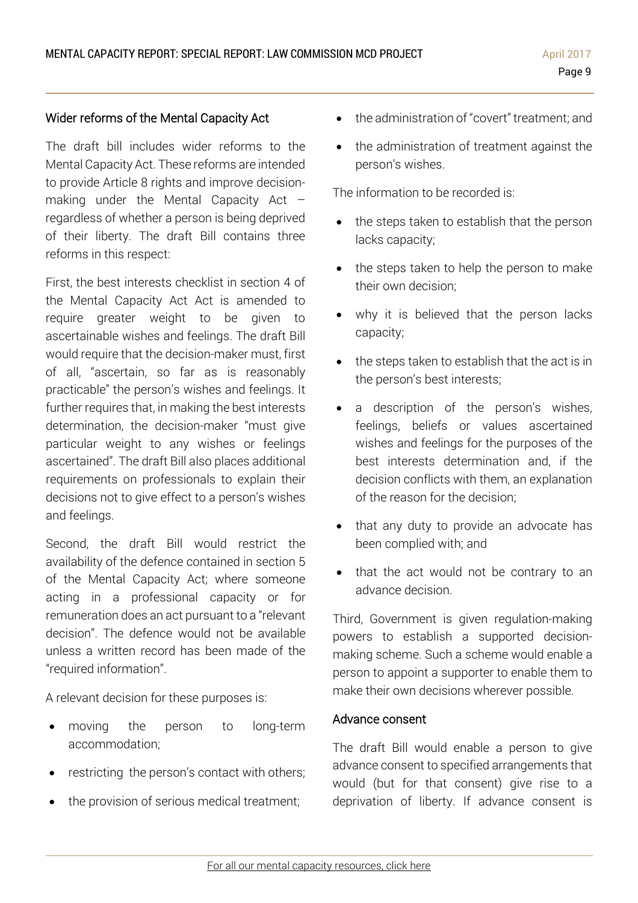## Wider reforms of the Mental Capacity Act

The draft bill includes wider reforms to the Mental Capacity Act. These reforms are intended to provide Article 8 rights and improve decision-making under the Mental Capacity Act – regardless of whether a person is being deprived of their liberty. The draft Bill contains three reforms in this respect:

First, the best interests checklist in section 4 of the Mental Capacity Act Act is amended to require greater weight to be given to ascertainable wishes and feelings. The draft Bill would require that the decision-maker must, first of all, "ascertain, so far as is reasonably practicable" the person's wishes and feelings. It further requires that, in making the best interests determination, the decision-maker "must give particular weight to any wishes or feelings ascertained". The draft Bill also places additional requirements on professionals to explain their decisions not to give effect to a person's wishes and feelings.

Second, the draft Bill would restrict the availability of the defence contained in section 5 of the Mental Capacity Act; where someone acting in a professional capacity or for remuneration does an act pursuant to a "relevant decision". The defence would not be available unless a written record has been made of the "required information".

A relevant decision for these purposes is:

- moving the person to long-term accommodation;
- restricting the person's contact with others;
- the provision of serious medical treatment;
- the administration of "covert" treatment; and
- the administration of treatment against the person's wishes.

The information to be recorded is:

- the steps taken to establish that the person lacks capacity;
- the steps taken to help the person to make their own decision;
- why it is believed that the person lacks capacity;
- the steps taken to establish that the act is in the person's best interests;
- a description of the person's wishes, feelings, beliefs or values ascertained wishes and feelings for the purposes of the best interests determination and, if the decision conflicts with them, an explanation of the reason for the decision;
- that any duty to provide an advocate has been complied with; and
- that the act would not be contrary to an advance decision.

Third, Government is given regulation-making powers to establish a supported decision-making scheme. Such a scheme would enable a person to appoint a supporter to enable them to make their own decisions wherever possible.

## Advance consent

The draft Bill would enable a person to give advance consent to specified arrangements that would (but for that consent) give rise to a deprivation of liberty. If advance consent is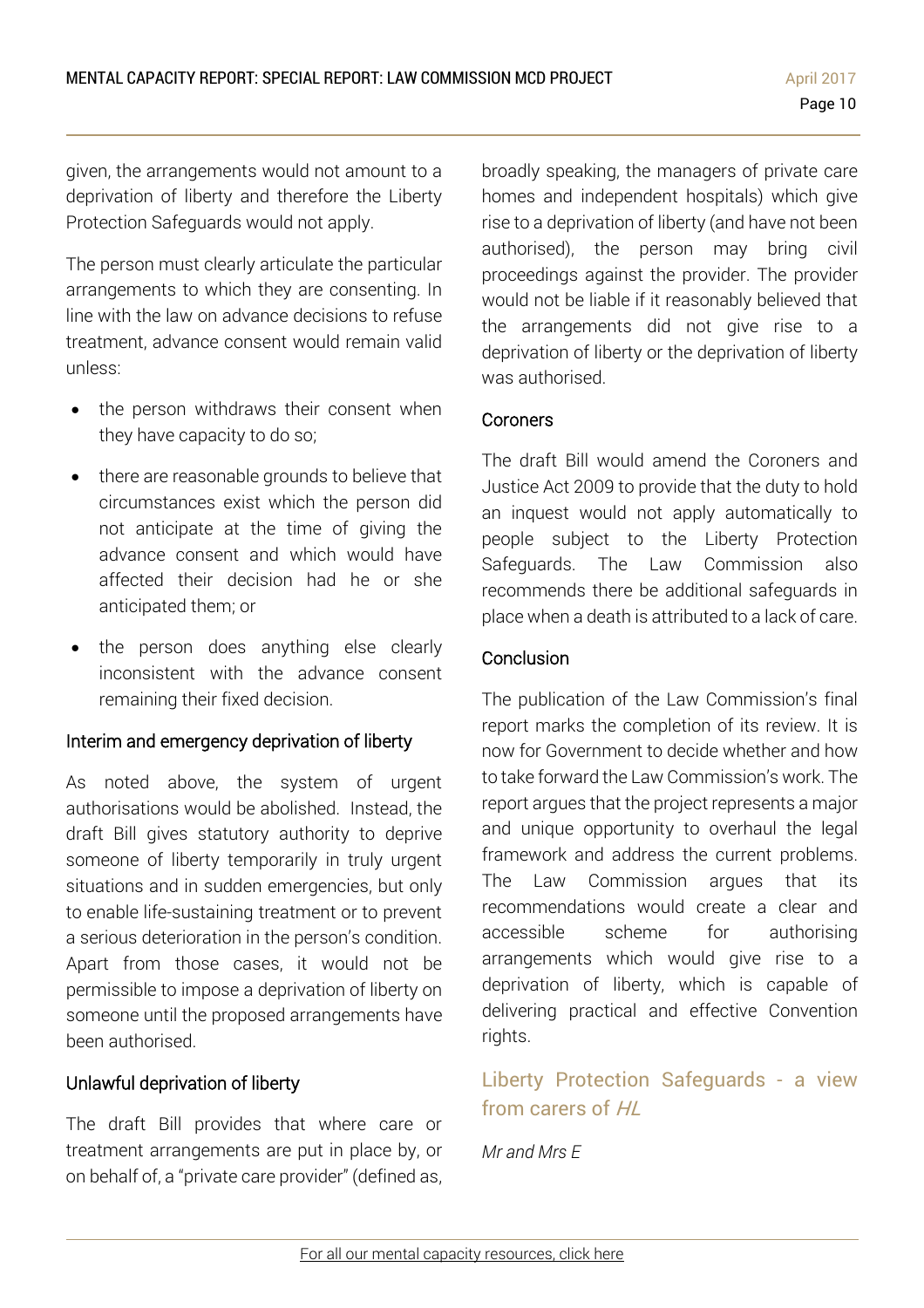given, the arrangements would not amount to a deprivation of liberty and therefore the Liberty Protection Safeguards would not apply.

The person must clearly articulate the particular arrangements to which they are consenting. In line with the law on advance decisions to refuse treatment, advance consent would remain valid unless:

- the person withdraws their consent when they have capacity to do so;
- there are reasonable grounds to believe that circumstances exist which the person did not anticipate at the time of giving the advance consent and which would have affected their decision had he or she anticipated them; or
- the person does anything else clearly inconsistent with the advance consent remaining their fixed decision.

### Interim and emergency deprivation of liberty

As noted above, the system of urgent authorisations would be abolished. Instead, the draft Bill gives statutory authority to deprive someone of liberty temporarily in truly urgent situations and in sudden emergencies, but only to enable life-sustaining treatment or to prevent a serious deterioration in the person's condition. Apart from those cases, it would not be permissible to impose a deprivation of liberty on someone until the proposed arrangements have been authorised.

### Unlawful deprivation of liberty

The draft Bill provides that where care or treatment arrangements are put in place by, or on behalf of, a "private care provider" (defined as, broadly speaking, the managers of private care homes and independent hospitals) which give rise to a deprivation of liberty (and have not been authorised), the person may bring civil proceedings against the provider. The provider would not be liable if it reasonably believed that the arrangements did not give rise to a deprivation of liberty or the deprivation of liberty was authorised.

### Coroners

The draft Bill would amend the Coroners and Justice Act 2009 to provide that the duty to hold an inquest would not apply automatically to people subject to the Liberty Protection Safeguards. The Law Commission also recommends there be additional safeguards in place when a death is attributed to a lack of care.

### Conclusion

The publication of the Law Commission's final report marks the completion of its review. It is now for Government to decide whether and how to take forward the Law Commission's work. The report argues that the project represents a major and unique opportunity to overhaul the legal framework and address the current problems. The Law Commission argues that its recommendations would create a clear and accessible scheme for authorising arrangements which would give rise to a deprivation of liberty, which is capable of delivering practical and effective Convention rights.

## Liberty Protection Safeguards - a view from carers of *HL*

*Mr and Mrs E*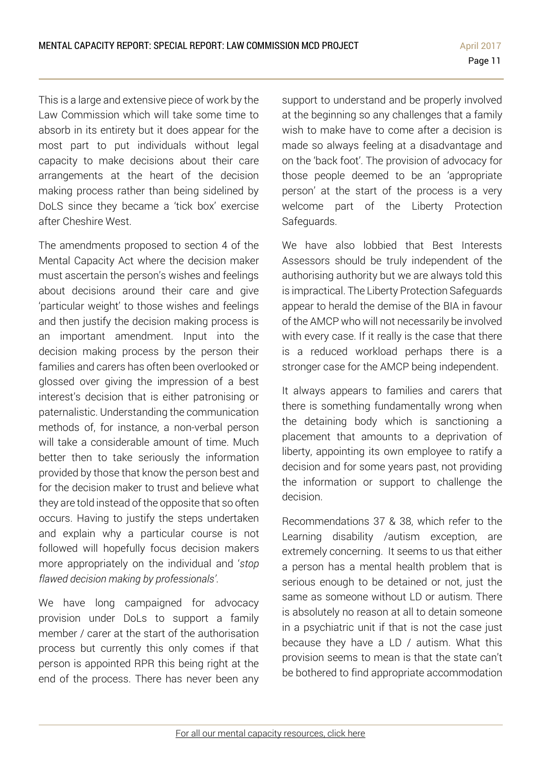This is a large and extensive piece of work by the Law Commission which will take some time to absorb in its entirety but it does appear for the most part to put individuals without legal capacity to make decisions about their care arrangements at the heart of the decision making process rather than being sidelined by DoLS since they became a 'tick box' exercise after Cheshire West.

The amendments proposed to section 4 of the Mental Capacity Act where the decision maker must ascertain the person's wishes and feelings about decisions around their care and give 'particular weight' to those wishes and feelings and then justify the decision making process is an important amendment. Input into the decision making process by the person their families and carers has often been overlooked or glossed over giving the impression of a best interest's decision that is either patronising or paternalistic. Understanding the communication methods of, for instance, a non-verbal person will take a considerable amount of time. Much better then to take seriously the information provided by those that know the person best and for the decision maker to trust and believe what they are told instead of the opposite that so often occurs. Having to justify the steps undertaken and explain why a particular course is not followed will hopefully focus decision makers more appropriately on the individual and '*stop flawed decision making by professionals'*.

We have long campaigned for advocacy provision under DoLs to support a family member / carer at the start of the authorisation process but currently this only comes if that person is appointed RPR this being right at the end of the process. There has never been any support to understand and be properly involved at the beginning so any challenges that a family wish to make have to come after a decision is made so always feeling at a disadvantage and on the 'back foot'. The provision of advocacy for those people deemed to be an 'appropriate person' at the start of the process is a very welcome part of the Liberty Protection Safeguards.

We have also lobbied that Best Interests Assessors should be truly independent of the authorising authority but we are always told this is impractical. The Liberty Protection Safeguards appear to herald the demise of the BIA in favour of the AMCP who will not necessarily be involved with every case. If it really is the case that there is a reduced workload perhaps there is a stronger case for the AMCP being independent.

It always appears to families and carers that there is something fundamentally wrong when the detaining body which is sanctioning a placement that amounts to a deprivation of liberty, appointing its own employee to ratify a decision and for some years past, not providing the information or support to challenge the decision.

Recommendations 37 & 38, which refer to the Learning disability /autism exception, are extremely concerning. It seems to us that either a person has a mental health problem that is serious enough to be detained or not, just the same as someone without LD or autism. There is absolutely no reason at all to detain someone in a psychiatric unit if that is not the case just because they have a LD / autism. What this provision seems to mean is that the state can't be bothered to find appropriate accommodation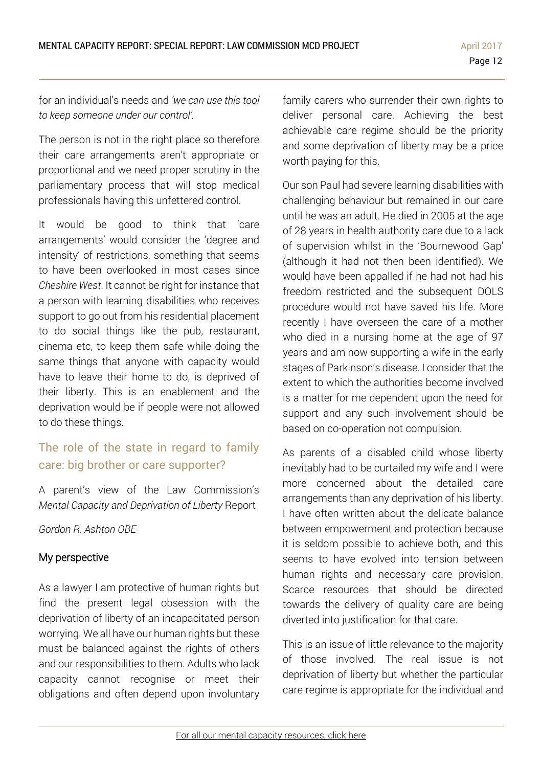for an individual's needs and *'we can use this tool to keep someone under our control'.*

The person is not in the right place so therefore their care arrangements aren't appropriate or proportional and we need proper scrutiny in the parliamentary process that will stop medical professionals having this unfettered control.

It would be good to think that 'care arrangements' would consider the 'degree and intensity' of restrictions, something that seems to have been overlooked in most cases since *Cheshire West*. It cannot be right for instance that a person with learning disabilities who receives support to go out from his residential placement to do social things like the pub, restaurant, cinema etc, to keep them safe while doing the same things that anyone with capacity would have to leave their home to do, is deprived of their liberty. This is an enablement and the deprivation would be if people were not allowed to do these things.

## The role of the state in regard to family care: big brother or care supporter?

A parent's view of the Law Commission's *Mental Capacity and Deprivation of Liberty* Report

*Gordon R. Ashton OBE*

### My perspective

As a lawyer I am protective of human rights but find the present legal obsession with the deprivation of liberty of an incapacitated person worrying. We all have our human rights but these must be balanced against the rights of others and our responsibilities to them. Adults who lack capacity cannot recognise or meet their obligations and often depend upon involuntary family carers who surrender their own rights to deliver personal care. Achieving the best achievable care regime should be the priority and some deprivation of liberty may be a price worth paying for this.

Our son Paul had severe learning disabilities with challenging behaviour but remained in our care until he was an adult. He died in 2005 at the age of 28 years in health authority care due to a lack of supervision whilst in the 'Bournewood Gap' (although it had not then been identified). We would have been appalled if he had not had his freedom restricted and the subsequent DOLS procedure would not have saved his life. More recently I have overseen the care of a mother who died in a nursing home at the age of 97 years and am now supporting a wife in the early stages of Parkinson's disease. I consider that the extent to which the authorities become involved is a matter for me dependent upon the need for support and any such involvement should be based on co-operation not compulsion.

As parents of a disabled child whose liberty inevitably had to be curtailed my wife and I were more concerned about the detailed care arrangements than any deprivation of his liberty. I have often written about the delicate balance between empowerment and protection because it is seldom possible to achieve both, and this seems to have evolved into tension between human rights and necessary care provision. Scarce resources that should be directed towards the delivery of quality care are being diverted into justification for that care.

This is an issue of little relevance to the majority of those involved. The real issue is not deprivation of liberty but whether the particular care regime is appropriate for the individual and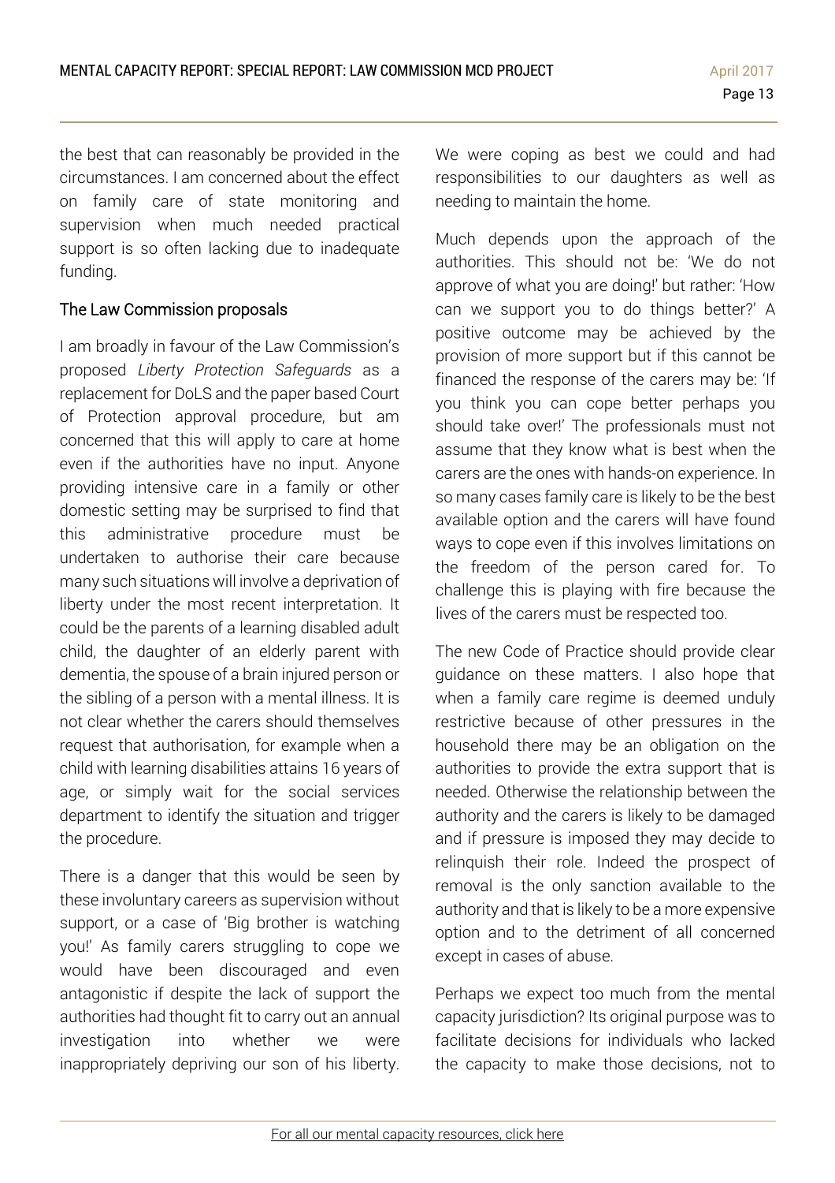the best that can reasonably be provided in the circumstances. I am concerned about the effect on family care of state monitoring and supervision when much needed practical support is so often lacking due to inadequate funding.

### The Law Commission proposals

I am broadly in favour of the Law Commission's proposed *Liberty Protection Safeguards* as a replacement for DoLS and the paper based Court of Protection approval procedure, but am concerned that this will apply to care at home even if the authorities have no input. Anyone providing intensive care in a family or other domestic setting may be surprised to find that this administrative procedure must be undertaken to authorise their care because many such situations will involve a deprivation of liberty under the most recent interpretation. It could be the parents of a learning disabled adult child, the daughter of an elderly parent with dementia, the spouse of a brain injured person or the sibling of a person with a mental illness. It is not clear whether the carers should themselves request that authorisation, for example when a child with learning disabilities attains 16 years of age, or simply wait for the social services department to identify the situation and trigger the procedure.

There is a danger that this would be seen by these involuntary careers as supervision without support, or a case of 'Big brother is watching you!' As family carers struggling to cope we would have been discouraged and even antagonistic if despite the lack of support the authorities had thought fit to carry out an annual investigation into whether we were inappropriately depriving our son of his liberty. We were coping as best we could and had responsibilities to our daughters as well as needing to maintain the home.

Much depends upon the approach of the authorities. This should not be: 'We do not approve of what you are doing!' but rather: 'How can we support you to do things better?' A positive outcome may be achieved by the provision of more support but if this cannot be financed the response of the carers may be: 'If you think you can cope better perhaps you should take over!' The professionals must not assume that they know what is best when the carers are the ones with hands-on experience. In so many cases family care is likely to be the best available option and the carers will have found ways to cope even if this involves limitations on the freedom of the person cared for. To challenge this is playing with fire because the lives of the carers must be respected too.

The new Code of Practice should provide clear guidance on these matters. I also hope that when a family care regime is deemed unduly restrictive because of other pressures in the household there may be an obligation on the authorities to provide the extra support that is needed. Otherwise the relationship between the authority and the carers is likely to be damaged and if pressure is imposed they may decide to relinquish their role. Indeed the prospect of removal is the only sanction available to the authority and that is likely to be a more expensive option and to the detriment of all concerned except in cases of abuse.

Perhaps we expect too much from the mental capacity jurisdiction? Its original purpose was to facilitate decisions for individuals who lacked the capacity to make those decisions, not to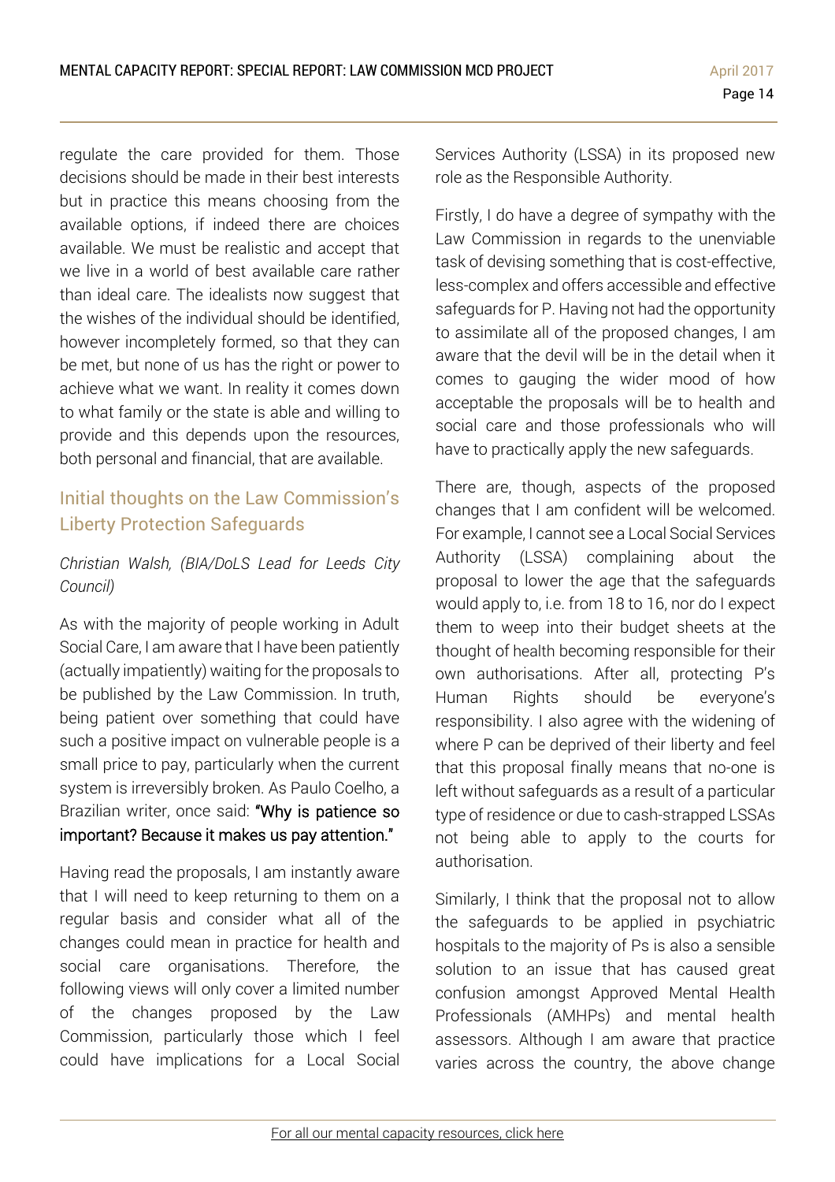regulate the care provided for them. Those decisions should be made in their best interests but in practice this means choosing from the available options, if indeed there are choices available. We must be realistic and accept that we live in a world of best available care rather than ideal care. The idealists now suggest that the wishes of the individual should be identified, however incompletely formed, so that they can be met, but none of us has the right or power to achieve what we want. In reality it comes down to what family or the state is able and willing to provide and this depends upon the resources, both personal and financial, that are available.

## Initial thoughts on the Law Commission's Liberty Protection Safeguards

*Christian Walsh, (BIA/DoLS Lead for Leeds City Council)*

As with the majority of people working in Adult Social Care, I am aware that I have been patiently (actually impatiently) waiting for the proposals to be published by the Law Commission. In truth, being patient over something that could have such a positive impact on vulnerable people is a small price to pay, particularly when the current system is irreversibly broken. As Paulo Coelho, a Brazilian writer, once said: "Why is patience so important? Because it makes us pay attention."

Having read the proposals, I am instantly aware that I will need to keep returning to them on a regular basis and consider what all of the changes could mean in practice for health and social care organisations. Therefore, the following views will only cover a limited number of the changes proposed by the Law Commission, particularly those which I feel could have implications for a Local Social Services Authority (LSSA) in its proposed new role as the Responsible Authority.

Firstly, I do have a degree of sympathy with the Law Commission in regards to the unenviable task of devising something that is cost-effective, less-complex and offers accessible and effective safeguards for P. Having not had the opportunity to assimilate all of the proposed changes, I am aware that the devil will be in the detail when it comes to gauging the wider mood of how acceptable the proposals will be to health and social care and those professionals who will have to practically apply the new safeguards.

There are, though, aspects of the proposed changes that I am confident will be welcomed. For example, I cannot see a Local Social Services Authority (LSSA) complaining about the proposal to lower the age that the safeguards would apply to, i.e. from 18 to 16, nor do I expect them to weep into their budget sheets at the thought of health becoming responsible for their own authorisations. After all, protecting P's Human Rights should be everyone's responsibility. I also agree with the widening of where P can be deprived of their liberty and feel that this proposal finally means that no-one is left without safeguards as a result of a particular type of residence or due to cash-strapped LSSAs not being able to apply to the courts for authorisation.

Similarly, I think that the proposal not to allow the safeguards to be applied in psychiatric hospitals to the majority of Ps is also a sensible solution to an issue that has caused great confusion amongst Approved Mental Health Professionals (AMHPs) and mental health assessors. Although I am aware that practice varies across the country, the above change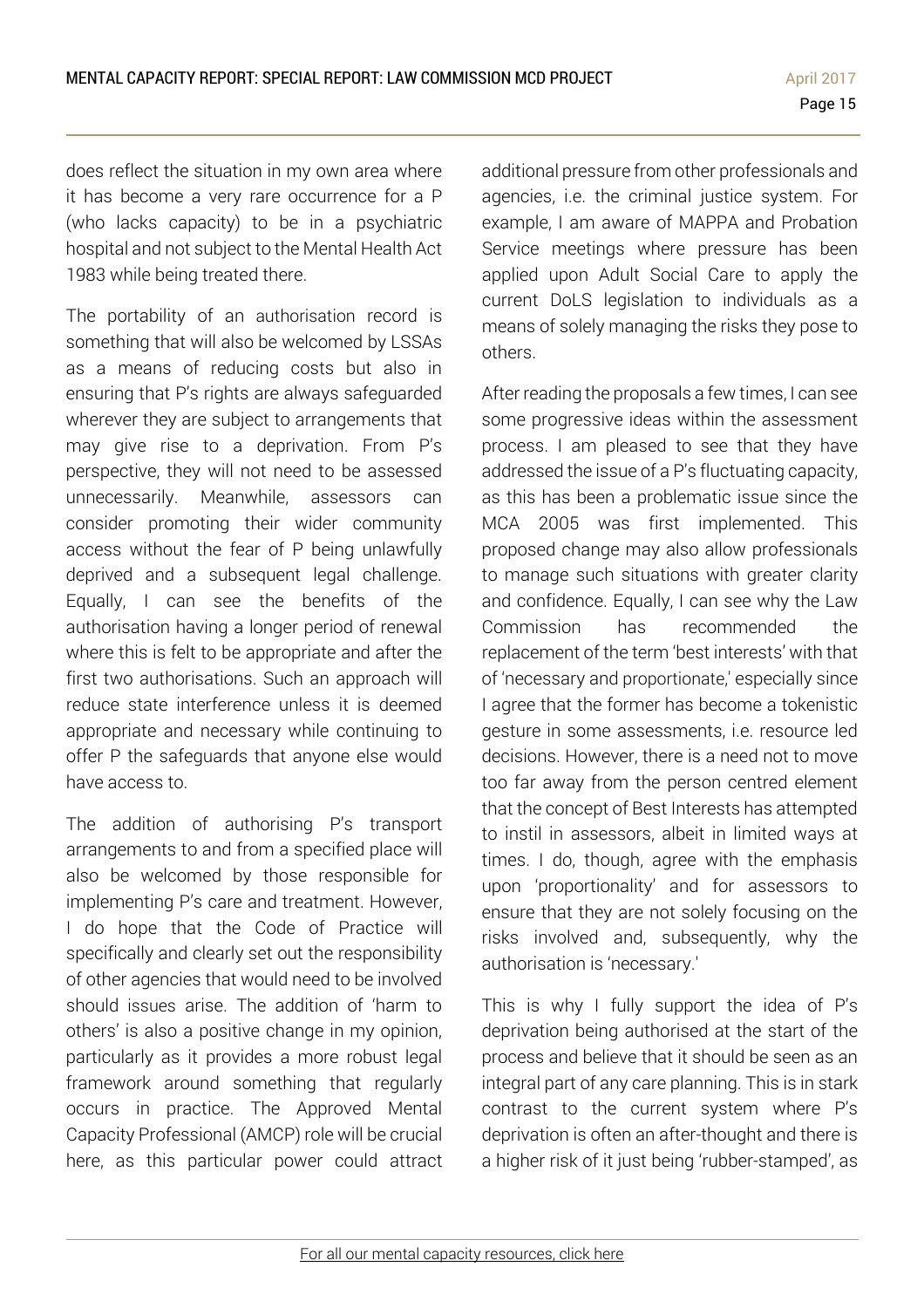does reflect the situation in my own area where it has become a very rare occurrence for a P (who lacks capacity) to be in a psychiatric hospital and not subject to the Mental Health Act 1983 while being treated there.

The portability of an authorisation record is something that will also be welcomed by LSSAs as a means of reducing costs but also in ensuring that P's rights are always safeguarded wherever they are subject to arrangements that may give rise to a deprivation. From P's perspective, they will not need to be assessed unnecessarily. Meanwhile, assessors can consider promoting their wider community access without the fear of P being unlawfully deprived and a subsequent legal challenge. Equally, I can see the benefits of the authorisation having a longer period of renewal where this is felt to be appropriate and after the first two authorisations. Such an approach will reduce state interference unless it is deemed appropriate and necessary while continuing to offer P the safeguards that anyone else would have access to.

The addition of authorising P's transport arrangements to and from a specified place will also be welcomed by those responsible for implementing P's care and treatment. However, I do hope that the Code of Practice will specifically and clearly set out the responsibility of other agencies that would need to be involved should issues arise. The addition of 'harm to others' is also a positive change in my opinion, particularly as it provides a more robust legal framework around something that regularly occurs in practice. The Approved Mental Capacity Professional (AMCP) role will be crucial here, as this particular power could attract additional pressure from other professionals and agencies, i.e. the criminal justice system. For example, I am aware of MAPPA and Probation Service meetings where pressure has been applied upon Adult Social Care to apply the current DoLS legislation to individuals as a means of solely managing the risks they pose to others.

After reading the proposals a few times, I can see some progressive ideas within the assessment process. I am pleased to see that they have addressed the issue of a P's fluctuating capacity, as this has been a problematic issue since the MCA 2005 was first implemented. This proposed change may also allow professionals to manage such situations with greater clarity and confidence. Equally, I can see why the Law Commission has recommended the replacement of the term 'best interests' with that of 'necessary and proportionate,' especially since I agree that the former has become a tokenistic gesture in some assessments, i.e. resource led decisions. However, there is a need not to move too far away from the person centred element that the concept of Best Interests has attempted to instil in assessors, albeit in limited ways at times. I do, though, agree with the emphasis upon 'proportionality' and for assessors to ensure that they are not solely focusing on the risks involved and, subsequently, why the authorisation is 'necessary.'

This is why I fully support the idea of P's deprivation being authorised at the start of the process and believe that it should be seen as an integral part of any care planning. This is in stark contrast to the current system where P's deprivation is often an after-thought and there is a higher risk of it just being 'rubber-stamped', as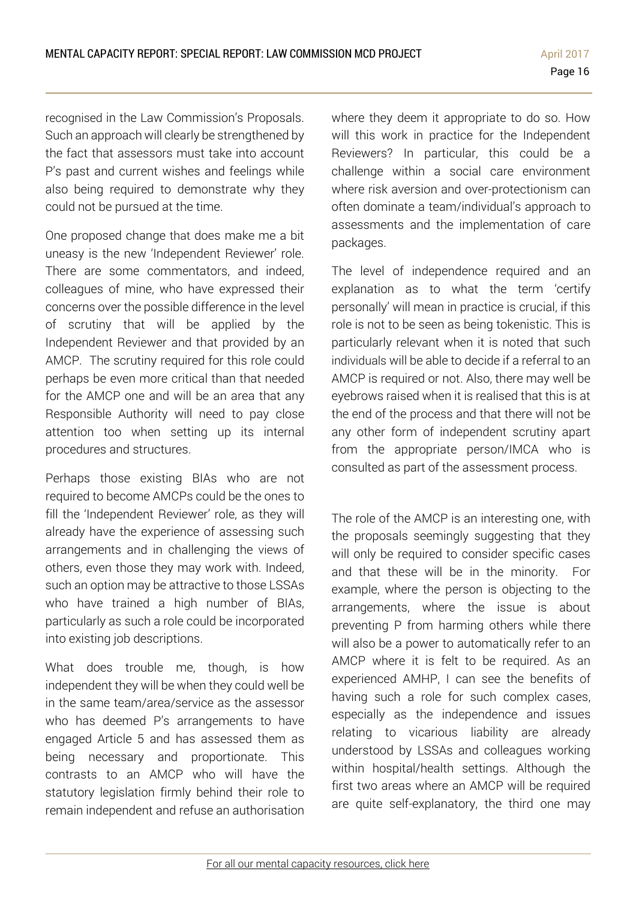recognised in the Law Commission's Proposals. Such an approach will clearly be strengthened by the fact that assessors must take into account P's past and current wishes and feelings while also being required to demonstrate why they could not be pursued at the time.

One proposed change that does make me a bit uneasy is the new 'Independent Reviewer' role. There are some commentators, and indeed, colleagues of mine, who have expressed their concerns over the possible difference in the level of scrutiny that will be applied by the Independent Reviewer and that provided by an AMCP. The scrutiny required for this role could perhaps be even more critical than that needed for the AMCP one and will be an area that any Responsible Authority will need to pay close attention too when setting up its internal procedures and structures.

Perhaps those existing BIAs who are not required to become AMCPs could be the ones to fill the 'Independent Reviewer' role, as they will already have the experience of assessing such arrangements and in challenging the views of others, even those they may work with. Indeed, such an option may be attractive to those LSSAs who have trained a high number of BIAs, particularly as such a role could be incorporated into existing job descriptions.

What does trouble me, though, is how independent they will be when they could well be in the same team/area/service as the assessor who has deemed P's arrangements to have engaged Article 5 and has assessed them as being necessary and proportionate. This contrasts to an AMCP who will have the statutory legislation firmly behind their role to remain independent and refuse an authorisation where they deem it appropriate to do so. How will this work in practice for the Independent Reviewers? In particular, this could be a challenge within a social care environment where risk aversion and over-protectionism can often dominate a team/individual's approach to assessments and the implementation of care packages.

The level of independence required and an explanation as to what the term 'certify personally' will mean in practice is crucial, if this role is not to be seen as being tokenistic. This is particularly relevant when it is noted that such individuals will be able to decide if a referral to an AMCP is required or not. Also, there may well be eyebrows raised when it is realised that this is at the end of the process and that there will not be any other form of independent scrutiny apart from the appropriate person/IMCA who is consulted as part of the assessment process.

The role of the AMCP is an interesting one, with the proposals seemingly suggesting that they will only be required to consider specific cases and that these will be in the minority. For example, where the person is objecting to the arrangements, where the issue is about preventing P from harming others while there will also be a power to automatically refer to an AMCP where it is felt to be required. As an experienced AMHP, I can see the benefits of having such a role for such complex cases, especially as the independence and issues relating to vicarious liability are already understood by LSSAs and colleagues working within hospital/health settings. Although the first two areas where an AMCP will be required are quite self-explanatory, the third one may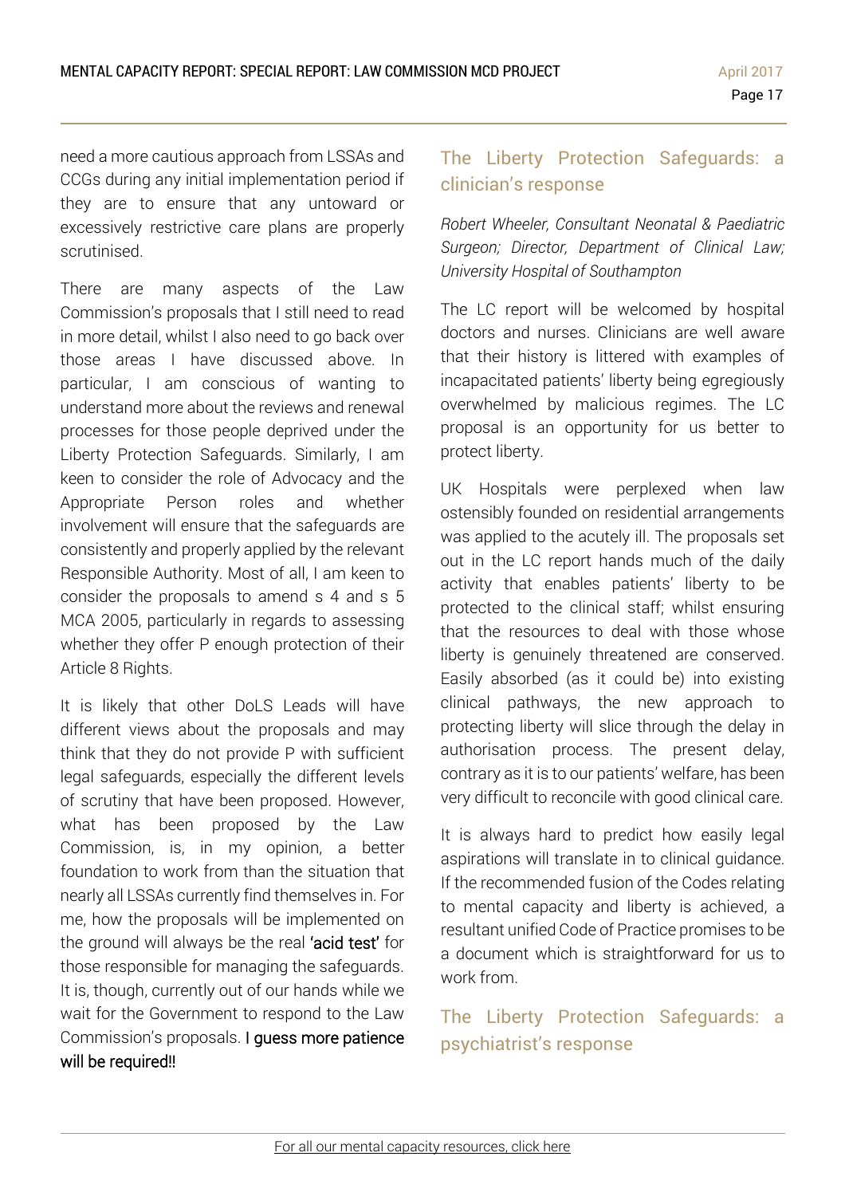need a more cautious approach from LSSAs and CCGs during any initial implementation period if they are to ensure that any untoward or excessively restrictive care plans are properly scrutinised.

There are many aspects of the Law Commission's proposals that I still need to read in more detail, whilst I also need to go back over those areas I have discussed above. In particular, I am conscious of wanting to understand more about the reviews and renewal processes for those people deprived under the Liberty Protection Safeguards. Similarly, I am keen to consider the role of Advocacy and the Appropriate Person roles and whether involvement will ensure that the safeguards are consistently and properly applied by the relevant Responsible Authority. Most of all, I am keen to consider the proposals to amend s 4 and s 5 MCA 2005, particularly in regards to assessing whether they offer P enough protection of their Article 8 Rights.

It is likely that other DoLS Leads will have different views about the proposals and may think that they do not provide P with sufficient legal safeguards, especially the different levels of scrutiny that have been proposed. However, what has been proposed by the Law Commission, is, in my opinion, a better foundation to work from than the situation that nearly all LSSAs currently find themselves in. For me, how the proposals will be implemented on the ground will always be the real 'acid test' for those responsible for managing the safeguards. It is, though, currently out of our hands while we wait for the Government to respond to the Law Commission's proposals. I guess more patience will be required!!

## The Liberty Protection Safeguards: a clinician's response

*Robert Wheeler, Consultant Neonatal & Paediatric Surgeon; Director, Department of Clinical Law; University Hospital of Southampton*

The LC report will be welcomed by hospital doctors and nurses. Clinicians are well aware that their history is littered with examples of incapacitated patients' liberty being egregiously overwhelmed by malicious regimes. The LC proposal is an opportunity for us better to protect liberty.

UK Hospitals were perplexed when law ostensibly founded on residential arrangements was applied to the acutely ill. The proposals set out in the LC report hands much of the daily activity that enables patients' liberty to be protected to the clinical staff; whilst ensuring that the resources to deal with those whose liberty is genuinely threatened are conserved. Easily absorbed (as it could be) into existing clinical pathways, the new approach to protecting liberty will slice through the delay in authorisation process. The present delay, contrary as it is to our patients' welfare, has been very difficult to reconcile with good clinical care.

It is always hard to predict how easily legal aspirations will translate in to clinical guidance. If the recommended fusion of the Codes relating to mental capacity and liberty is achieved, a resultant unified Code of Practice promises to be a document which is straightforward for us to work from.

## The Liberty Protection Safeguards: a psychiatrist's response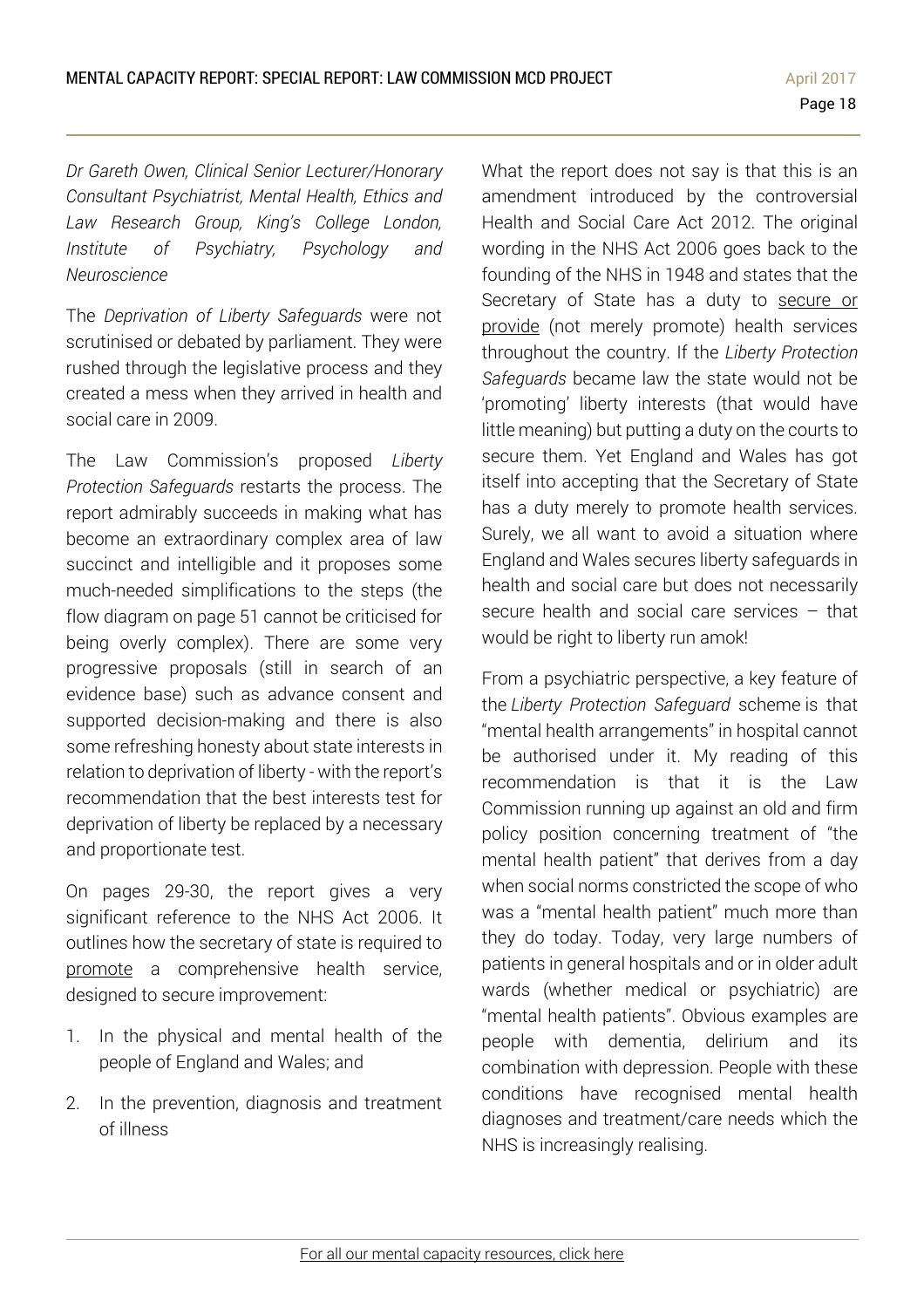*Dr Gareth Owen, Clinical Senior Lecturer/Honorary Consultant Psychiatrist, Mental Health, Ethics and Law Research Group, King's College London, Institute of Psychiatry, Psychology and Neuroscience*

The *Deprivation of Liberty Safeguards* were not scrutinised or debated by parliament. They were rushed through the legislative process and they created a mess when they arrived in health and social care in 2009.

The Law Commission's proposed *Liberty Protection Safeguards* restarts the process. The report admirably succeeds in making what has become an extraordinary complex area of law succinct and intelligible and it proposes some much-needed simplifications to the steps (the flow diagram on page 51 cannot be criticised for being overly complex). There are some very progressive proposals (still in search of an evidence base) such as advance consent and supported decision-making and there is also some refreshing honesty about state interests in relation to deprivation of liberty - with the report's recommendation that the best interests test for deprivation of liberty be replaced by a necessary and proportionate test.

On pages 29-30, the report gives a very significant reference to the NHS Act 2006. It outlines how the secretary of state is required to <u>promote</u> a comprehensive health service, designed to secure improvement:

1. In the physical and mental health of the people of England and Wales; and
2. In the prevention, diagnosis and treatment of illness

What the report does not say is that this is an amendment introduced by the controversial Health and Social Care Act 2012. The original wording in the NHS Act 2006 goes back to the founding of the NHS in 1948 and states that the Secretary of State has a duty to <u>secure or provide</u> (not merely promote) health services throughout the country. If the *Liberty Protection Safeguards* became law the state would not be 'promoting' liberty interests (that would have little meaning) but putting a duty on the courts to secure them. Yet England and Wales has got itself into accepting that the Secretary of State has a duty merely to promote health services. Surely, we all want to avoid a situation where England and Wales secures liberty safeguards in health and social care but does not necessarily secure health and social care services – that would be right to liberty run amok!

From a psychiatric perspective, a key feature of the *Liberty Protection Safeguard* scheme is that "mental health arrangements" in hospital cannot be authorised under it. My reading of this recommendation is that it is the Law Commission running up against an old and firm policy position concerning treatment of "the mental health patient" that derives from a day when social norms constricted the scope of who was a "mental health patient" much more than they do today. Today, very large numbers of patients in general hospitals and or in older adult wards (whether medical or psychiatric) are "mental health patients". Obvious examples are people with dementia, delirium and its combination with depression. People with these conditions have recognised mental health diagnoses and treatment/care needs which the NHS is increasingly realising.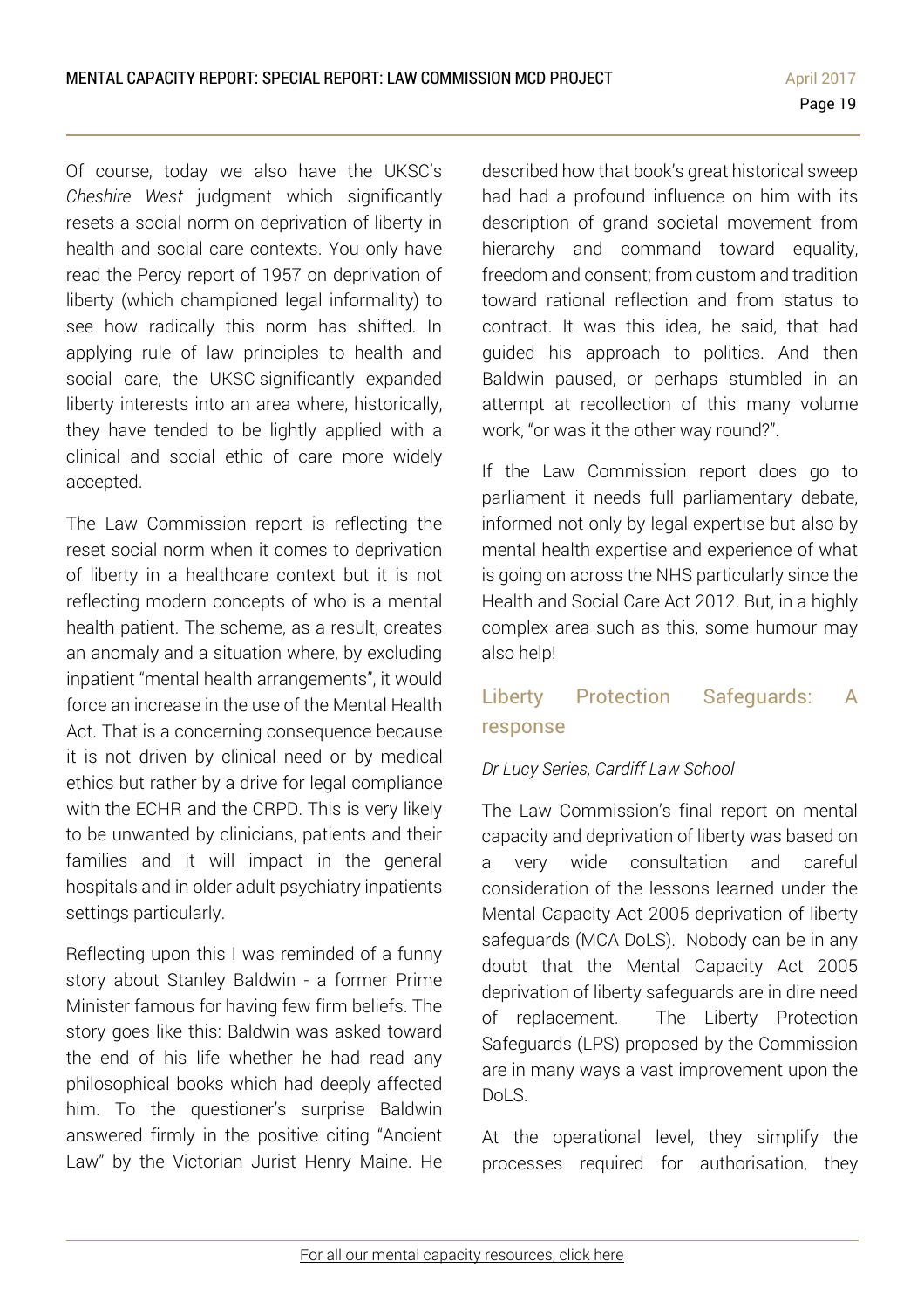Of course, today we also have the UKSC's *Cheshire West* judgment which significantly resets a social norm on deprivation of liberty in health and social care contexts. You only have read the Percy report of 1957 on deprivation of liberty (which championed legal informality) to see how radically this norm has shifted. In applying rule of law principles to health and social care, the UKSC significantly expanded liberty interests into an area where, historically, they have tended to be lightly applied with a clinical and social ethic of care more widely accepted.

The Law Commission report is reflecting the reset social norm when it comes to deprivation of liberty in a healthcare context but it is not reflecting modern concepts of who is a mental health patient. The scheme, as a result, creates an anomaly and a situation where, by excluding inpatient "mental health arrangements", it would force an increase in the use of the Mental Health Act. That is a concerning consequence because it is not driven by clinical need or by medical ethics but rather by a drive for legal compliance with the ECHR and the CRPD. This is very likely to be unwanted by clinicians, patients and their families and it will impact in the general hospitals and in older adult psychiatry inpatients settings particularly.

Reflecting upon this I was reminded of a funny story about Stanley Baldwin - a former Prime Minister famous for having few firm beliefs. The story goes like this: Baldwin was asked toward the end of his life whether he had read any philosophical books which had deeply affected him. To the questioner's surprise Baldwin answered firmly in the positive citing "Ancient Law" by the Victorian Jurist Henry Maine. He described how that book's great historical sweep had had a profound influence on him with its description of grand societal movement from hierarchy and command toward equality, freedom and consent; from custom and tradition toward rational reflection and from status to contract. It was this idea, he said, that had guided his approach to politics. And then Baldwin paused, or perhaps stumbled in an attempt at recollection of this many volume work, "or was it the other way round?".

If the Law Commission report does go to parliament it needs full parliamentary debate, informed not only by legal expertise but also by mental health expertise and experience of what is going on across the NHS particularly since the Health and Social Care Act 2012. But, in a highly complex area such as this, some humour may also help!

## Liberty Protection Safeguards: A response

*Dr Lucy Series, Cardiff Law School*

The Law Commission's final report on mental capacity and deprivation of liberty was based on a very wide consultation and careful consideration of the lessons learned under the Mental Capacity Act 2005 deprivation of liberty safeguards (MCA DoLS). Nobody can be in any doubt that the Mental Capacity Act 2005 deprivation of liberty safeguards are in dire need of replacement. The Liberty Protection Safeguards (LPS) proposed by the Commission are in many ways a vast improvement upon the DoLS.

At the operational level, they simplify the processes required for authorisation, they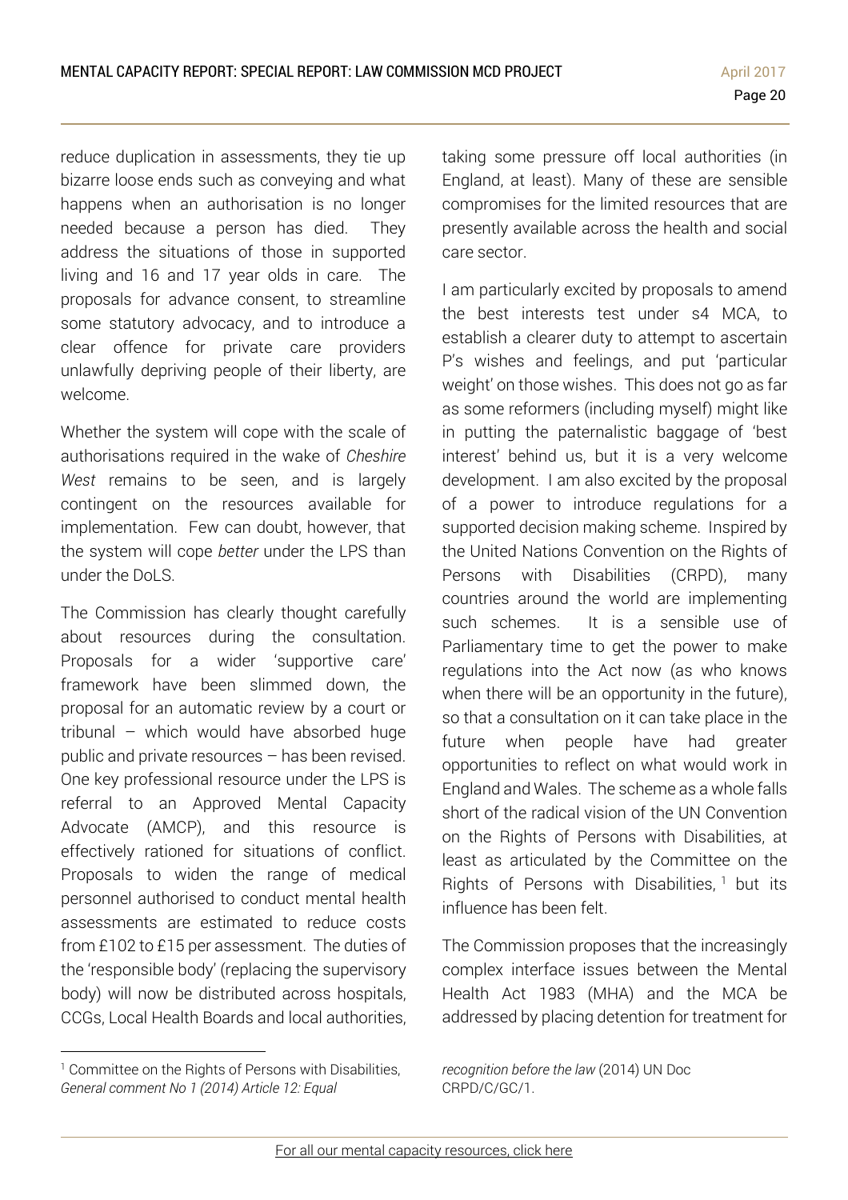reduce duplication in assessments, they tie up bizarre loose ends such as conveying and what happens when an authorisation is no longer needed because a person has died. They address the situations of those in supported living and 16 and 17 year olds in care. The proposals for advance consent, to streamline some statutory advocacy, and to introduce a clear offence for private care providers unlawfully depriving people of their liberty, are welcome.

Whether the system will cope with the scale of authorisations required in the wake of *Cheshire West* remains to be seen, and is largely contingent on the resources available for implementation. Few can doubt, however, that the system will cope *better* under the LPS than under the DoLS.

The Commission has clearly thought carefully about resources during the consultation. Proposals for a wider 'supportive care' framework have been slimmed down, the proposal for an automatic review by a court or tribunal – which would have absorbed huge public and private resources – has been revised. One key professional resource under the LPS is referral to an Approved Mental Capacity Advocate (AMCP), and this resource is effectively rationed for situations of conflict. Proposals to widen the range of medical personnel authorised to conduct mental health assessments are estimated to reduce costs from £102 to £15 per assessment. The duties of the 'responsible body' (replacing the supervisory body) will now be distributed across hospitals, CCGs, Local Health Boards and local authorities, taking some pressure off local authorities (in England, at least). Many of these are sensible compromises for the limited resources that are presently available across the health and social care sector.

I am particularly excited by proposals to amend the best interests test under s4 MCA, to establish a clearer duty to attempt to ascertain P's wishes and feelings, and put 'particular weight' on those wishes. This does not go as far as some reformers (including myself) might like in putting the paternalistic baggage of 'best interest' behind us, but it is a very welcome development. I am also excited by the proposal of a power to introduce regulations for a supported decision making scheme. Inspired by the United Nations Convention on the Rights of Persons with Disabilities (CRPD), many countries around the world are implementing such schemes. It is a sensible use of Parliamentary time to get the power to make regulations into the Act now (as who knows when there will be an opportunity in the future), so that a consultation on it can take place in the future when people have had greater opportunities to reflect on what would work in England and Wales. The scheme as a whole falls short of the radical vision of the UN Convention on the Rights of Persons with Disabilities, at least as articulated by the Committee on the Rights of Persons with Disabilities,[1] but its influence has been felt.

The Commission proposes that the increasingly complex interface issues between the Mental Health Act 1983 (MHA) and the MCA be addressed by placing detention for treatment for

---

[1] Committee on the Rights of Persons with Disabilities, *General comment No 1 (2014) Article 12: Equal recognition before the law* (2014) UN Doc CRPD/C/GC/1.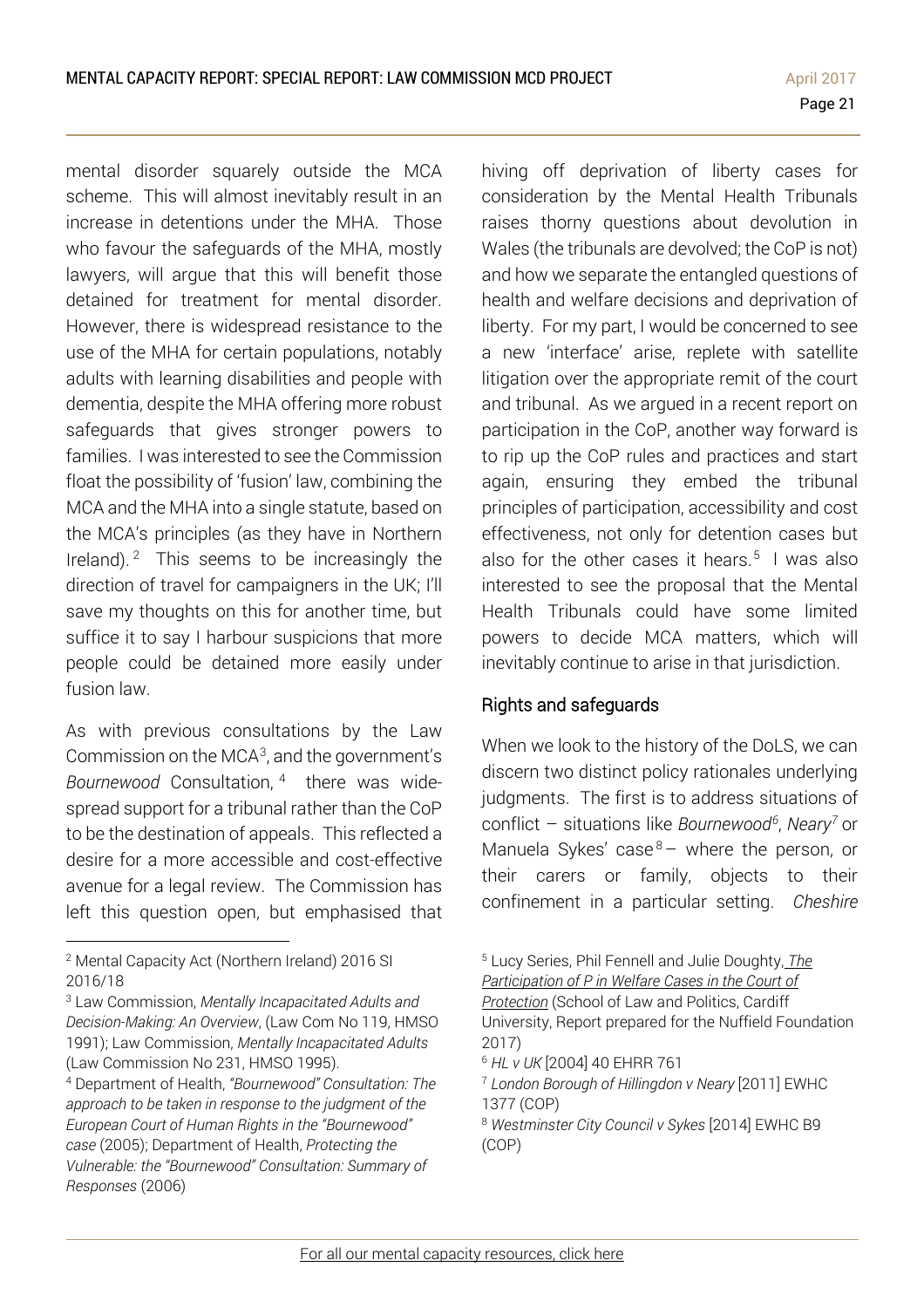mental disorder squarely outside the MCA scheme. This will almost inevitably result in an increase in detentions under the MHA. Those who favour the safeguards of the MHA, mostly lawyers, will argue that this will benefit those detained for treatment for mental disorder. However, there is widespread resistance to the use of the MHA for certain populations, notably adults with learning disabilities and people with dementia, despite the MHA offering more robust safeguards that gives stronger powers to families. I was interested to see the Commission float the possibility of 'fusion' law, combining the MCA and the MHA into a single statute, based on the MCA's principles (as they have in Northern Ireland).[2] This seems to be increasingly the direction of travel for campaigners in the UK; I'll save my thoughts on this for another time, but suffice it to say I harbour suspicions that more people could be detained more easily under fusion law.

As with previous consultations by the Law Commission on the MCA[3], and the government's *Bournewood* Consultation,[4] there was wide-spread support for a tribunal rather than the CoP to be the destination of appeals. This reflected a desire for a more accessible and cost-effective avenue for a legal review. The Commission has left this question open, but emphasised that hiving off deprivation of liberty cases for consideration by the Mental Health Tribunals raises thorny questions about devolution in Wales (the tribunals are devolved; the CoP is not) and how we separate the entangled questions of health and welfare decisions and deprivation of liberty. For my part, I would be concerned to see a new 'interface' arise, replete with satellite litigation over the appropriate remit of the court and tribunal. As we argued in a recent report on participation in the CoP, another way forward is to rip up the CoP rules and practices and start again, ensuring they embed the tribunal principles of participation, accessibility and cost effectiveness, not only for detention cases but also for the other cases it hears.[5] I was also interested to see the proposal that the Mental Health Tribunals could have some limited powers to decide MCA matters, which will inevitably continue to arise in that jurisdiction.

## Rights and safeguards

When we look to the history of the DoLS, we can discern two distinct policy rationales underlying judgments. The first is to address situations of conflict – situations like *Bournewood*[6], *Neary*[7] or Manuela Sykes' case[8] – where the person, or their carers or family, objects to their confinement in a particular setting. *Cheshire*

---

[2] Mental Capacity Act (Northern Ireland) 2016 SI 2016/18

[3] Law Commission, *Mentally Incapacitated Adults and Decision-Making: An Overview*, (Law Com No 119, HMSO 1991); Law Commission, *Mentally Incapacitated Adults* (Law Commission No 231, HMSO 1995).

[4] Department of Health, *"Bournewood" Consultation: The approach to be taken in response to the judgment of the European Court of Human Rights in the "Bournewood" case* (2005); Department of Health, *Protecting the Vulnerable: the "Bournewood" Consultation: Summary of Responses* (2006)

[5] Lucy Series, Phil Fennell and Julie Doughty, *The Participation of P in Welfare Cases in the Court of Protection* (School of Law and Politics, Cardiff University, Report prepared for the Nuffield Foundation 2017)

[6] *HL v UK* [2004] 40 EHRR 761

[7] *London Borough of Hillingdon v Neary* [2011] EWHC 1377 (COP)

[8] *Westminster City Council v Sykes* [2014] EWHC B9 (COP)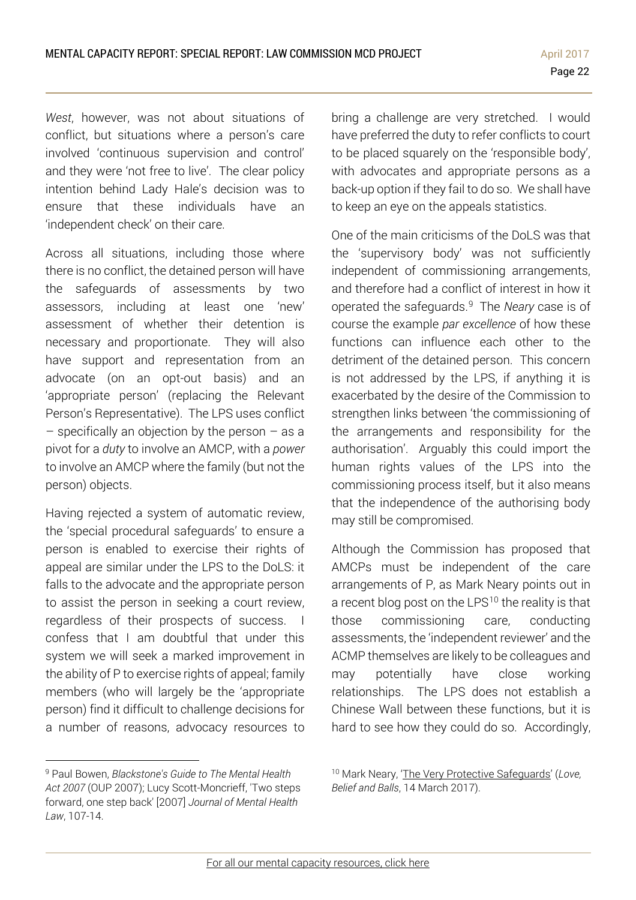*West*, however, was not about situations of conflict, but situations where a person's care involved 'continuous supervision and control' and they were 'not free to live'. The clear policy intention behind Lady Hale's decision was to ensure that these individuals have an 'independent check' on their care.

Across all situations, including those where there is no conflict, the detained person will have the safeguards of assessments by two assessors, including at least one 'new' assessment of whether their detention is necessary and proportionate. They will also have support and representation from an advocate (on an opt-out basis) and an 'appropriate person' (replacing the Relevant Person's Representative). The LPS uses conflict – specifically an objection by the person – as a pivot for a *duty* to involve an AMCP, with a *power* to involve an AMCP where the family (but not the person) objects.

Having rejected a system of automatic review, the 'special procedural safeguards' to ensure a person is enabled to exercise their rights of appeal are similar under the LPS to the DoLS: it falls to the advocate and the appropriate person to assist the person in seeking a court review, regardless of their prospects of success. I confess that I am doubtful that under this system we will seek a marked improvement in the ability of P to exercise rights of appeal; family members (who will largely be the 'appropriate person) find it difficult to challenge decisions for a number of reasons, advocacy resources to bring a challenge are very stretched. I would have preferred the duty to refer conflicts to court to be placed squarely on the 'responsible body', with advocates and appropriate persons as a back-up option if they fail to do so. We shall have to keep an eye on the appeals statistics.

One of the main criticisms of the DoLS was that the 'supervisory body' was not sufficiently independent of commissioning arrangements, and therefore had a conflict of interest in how it operated the safeguards.[9] The *Neary* case is of course the example *par excellence* of how these functions can influence each other to the detriment of the detained person. This concern is not addressed by the LPS, if anything it is exacerbated by the desire of the Commission to strengthen links between 'the commissioning of the arrangements and responsibility for the authorisation'. Arguably this could import the human rights values of the LPS into the commissioning process itself, but it also means that the independence of the authorising body may still be compromised.

Although the Commission has proposed that AMCPs must be independent of the care arrangements of P, as Mark Neary points out in a recent blog post on the LPS[10] the reality is that those commissioning care, conducting assessments, the 'independent reviewer' and the ACMP themselves are likely to be colleagues and may potentially have close working relationships. The LPS does not establish a Chinese Wall between these functions, but it is hard to see how they could do so. Accordingly,

---

[9] Paul Bowen, *Blackstone's Guide to The Mental Health Act 2007* (OUP 2007); Lucy Scott-Moncrieff, 'Two steps forward, one step back' [2007] *Journal of Mental Health Law*, 107-14.

[10] Mark Neary, 'The Very Protective Safeguards' (*Love, Belief and Balls*, 14 March 2017).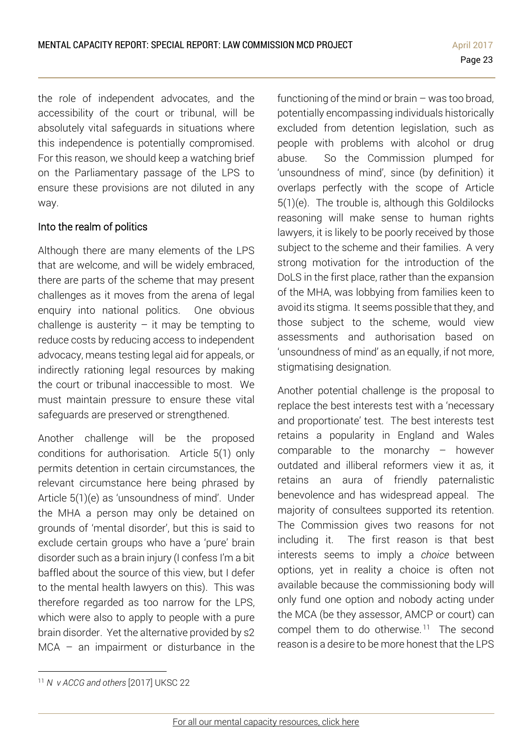the role of independent advocates, and the accessibility of the court or tribunal, will be absolutely vital safeguards in situations where this independence is potentially compromised. For this reason, we should keep a watching brief on the Parliamentary passage of the LPS to ensure these provisions are not diluted in any way.

### Into the realm of politics

Although there are many elements of the LPS that are welcome, and will be widely embraced, there are parts of the scheme that may present challenges as it moves from the arena of legal enquiry into national politics. One obvious challenge is austerity – it may be tempting to reduce costs by reducing access to independent advocacy, means testing legal aid for appeals, or indirectly rationing legal resources by making the court or tribunal inaccessible to most. We must maintain pressure to ensure these vital safeguards are preserved or strengthened.

Another challenge will be the proposed conditions for authorisation. Article 5(1) only permits detention in certain circumstances, the relevant circumstance here being phrased by Article 5(1)(e) as 'unsoundness of mind'. Under the MHA a person may only be detained on grounds of 'mental disorder', but this is said to exclude certain groups who have a 'pure' brain disorder such as a brain injury (I confess I'm a bit baffled about the source of this view, but I defer to the mental health lawyers on this). This was therefore regarded as too narrow for the LPS, which were also to apply to people with a pure brain disorder. Yet the alternative provided by s2 MCA – an impairment or disturbance in the functioning of the mind or brain – was too broad, potentially encompassing individuals historically excluded from detention legislation, such as people with problems with alcohol or drug abuse. So the Commission plumped for 'unsoundness of mind', since (by definition) it overlaps perfectly with the scope of Article 5(1)(e). The trouble is, although this Goldilocks reasoning will make sense to human rights lawyers, it is likely to be poorly received by those subject to the scheme and their families. A very strong motivation for the introduction of the DoLS in the first place, rather than the expansion of the MHA, was lobbying from families keen to avoid its stigma. It seems possible that they, and those subject to the scheme, would view assessments and authorisation based on 'unsoundness of mind' as an equally, if not more, stigmatising designation.

Another potential challenge is the proposal to replace the best interests test with a 'necessary and proportionate' test. The best interests test retains a popularity in England and Wales comparable to the monarchy – however outdated and illiberal reformers view it as, it retains an aura of friendly paternalistic benevolence and has widespread appeal. The majority of consultees supported its retention. The Commission gives two reasons for not including it. The first reason is that best interests seems to imply a *choice* between options, yet in reality a choice is often not available because the commissioning body will only fund one option and nobody acting under the MCA (be they assessor, AMCP or court) can compel them to do otherwise.[11] The second reason is a desire to be more honest that the LPS

[11] *N v ACCG and others* [2017] UKSC 22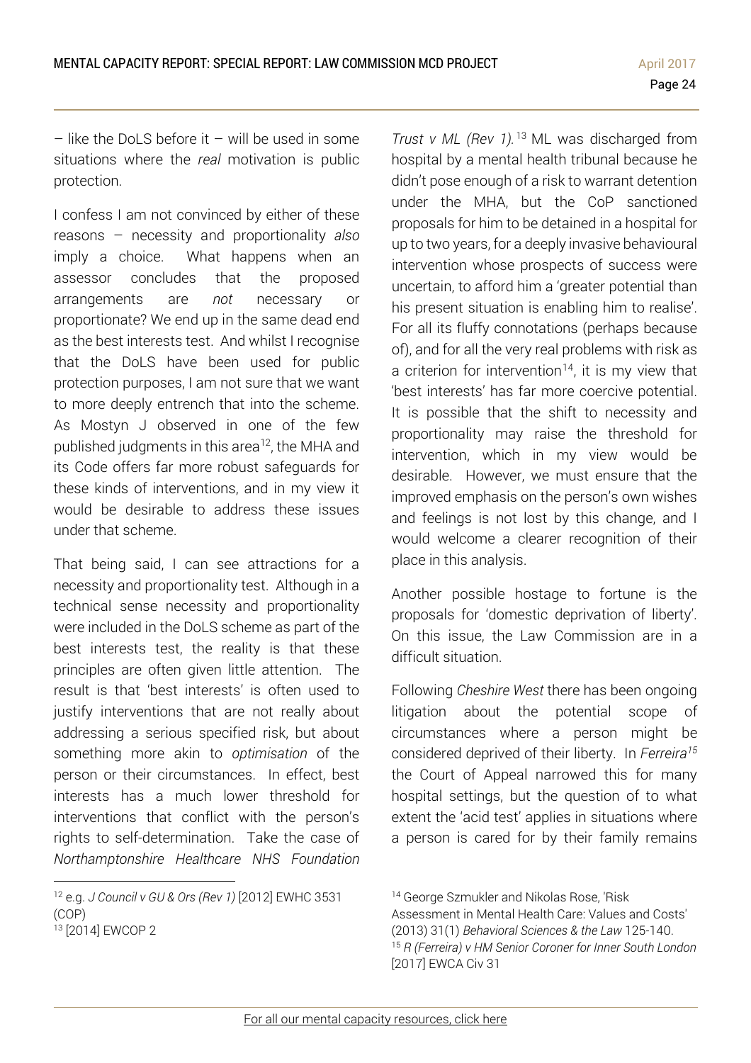– like the DoLS before it – will be used in some situations where the *real* motivation is public protection.

I confess I am not convinced by either of these reasons – necessity and proportionality *also* imply a choice. What happens when an assessor concludes that the proposed arrangements are *not* necessary or proportionate? We end up in the same dead end as the best interests test. And whilst I recognise that the DoLS have been used for public protection purposes, I am not sure that we want to more deeply entrench that into the scheme. As Mostyn J observed in one of the few published judgments in this area[12], the MHA and its Code offers far more robust safeguards for these kinds of interventions, and in my view it would be desirable to address these issues under that scheme.

That being said, I can see attractions for a necessity and proportionality test. Although in a technical sense necessity and proportionality were included in the DoLS scheme as part of the best interests test, the reality is that these principles are often given little attention. The result is that 'best interests' is often used to justify interventions that are not really about addressing a serious specified risk, but about something more akin to *optimisation* of the person or their circumstances. In effect, best interests has a much lower threshold for interventions that conflict with the person's rights to self-determination. Take the case of *Northamptonshire Healthcare NHS Foundation Trust v ML (Rev 1).*[13] ML was discharged from hospital by a mental health tribunal because he didn't pose enough of a risk to warrant detention under the MHA, but the CoP sanctioned proposals for him to be detained in a hospital for up to two years, for a deeply invasive behavioural intervention whose prospects of success were uncertain, to afford him a 'greater potential than his present situation is enabling him to realise'. For all its fluffy connotations (perhaps because of), and for all the very real problems with risk as a criterion for intervention[14], it is my view that 'best interests' has far more coercive potential. It is possible that the shift to necessity and proportionality may raise the threshold for intervention, which in my view would be desirable. However, we must ensure that the improved emphasis on the person's own wishes and feelings is not lost by this change, and I would welcome a clearer recognition of their place in this analysis.

Another possible hostage to fortune is the proposals for 'domestic deprivation of liberty'. On this issue, the Law Commission are in a difficult situation.

Following *Cheshire West* there has been ongoing litigation about the potential scope of circumstances where a person might be considered deprived of their liberty. In *Ferreira*[15] the Court of Appeal narrowed this for many hospital settings, but the question of to what extent the 'acid test' applies in situations where a person is cared for by their family remains

[12] e.g. *J Council v GU & Ors (Rev 1)* [2012] EWHC 3531 (COP)

[13] [2014] EWCOP 2

[14] George Szmukler and Nikolas Rose, 'Risk Assessment in Mental Health Care: Values and Costs' (2013) 31(1) *Behavioral Sciences & the Law* 125-140.

[15] *R (Ferreira) v HM Senior Coroner for Inner South London* [2017] EWCA Civ 31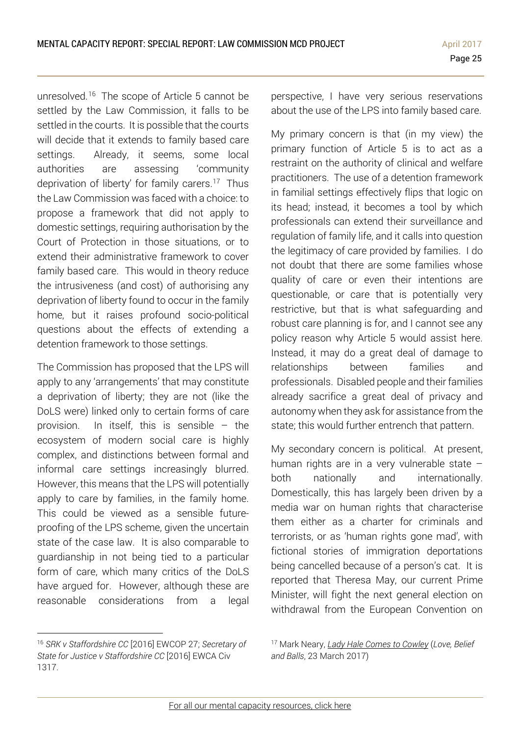unresolved.[16] The scope of Article 5 cannot be settled by the Law Commission, it falls to be settled in the courts. It is possible that the courts will decide that it extends to family based care settings. Already, it seems, some local authorities are assessing 'community deprivation of liberty' for family carers.[17] Thus the Law Commission was faced with a choice: to propose a framework that did not apply to domestic settings, requiring authorisation by the Court of Protection in those situations, or to extend their administrative framework to cover family based care. This would in theory reduce the intrusiveness (and cost) of authorising any deprivation of liberty found to occur in the family home, but it raises profound socio-political questions about the effects of extending a detention framework to those settings.

The Commission has proposed that the LPS will apply to any 'arrangements' that may constitute a deprivation of liberty; they are not (like the DoLS were) linked only to certain forms of care provision. In itself, this is sensible – the ecosystem of modern social care is highly complex, and distinctions between formal and informal care settings increasingly blurred. However, this means that the LPS will potentially apply to care by families, in the family home. This could be viewed as a sensible future-proofing of the LPS scheme, given the uncertain state of the case law. It is also comparable to guardianship in not being tied to a particular form of care, which many critics of the DoLS have argued for. However, although these are reasonable considerations from a legal perspective, I have very serious reservations about the use of the LPS into family based care.

My primary concern is that (in my view) the primary function of Article 5 is to act as a restraint on the authority of clinical and welfare practitioners. The use of a detention framework in familial settings effectively flips that logic on its head; instead, it becomes a tool by which professionals can extend their surveillance and regulation of family life, and it calls into question the legitimacy of care provided by families. I do not doubt that there are some families whose quality of care or even their intentions are questionable, or care that is potentially very restrictive, but that is what safeguarding and robust care planning is for, and I cannot see any policy reason why Article 5 would assist here. Instead, it may do a great deal of damage to relationships between families and professionals. Disabled people and their families already sacrifice a great deal of privacy and autonomy when they ask for assistance from the state; this would further entrench that pattern.

My secondary concern is political. At present, human rights are in a very vulnerable state – both nationally and internationally. Domestically, this has largely been driven by a media war on human rights that characterise them either as a charter for criminals and terrorists, or as 'human rights gone mad', with fictional stories of immigration deportations being cancelled because of a person's cat. It is reported that Theresa May, our current Prime Minister, will fight the next general election on withdrawal from the European Convention on

---

[16] *SRK v Staffordshire CC* [2016] EWCOP 27; *Secretary of State for Justice v Staffordshire CC* [2016] EWCA Civ 1317.

[17] Mark Neary, [Lady Hale Comes to Cowley](#) (*Love, Belief and Balls*, 23 March 2017)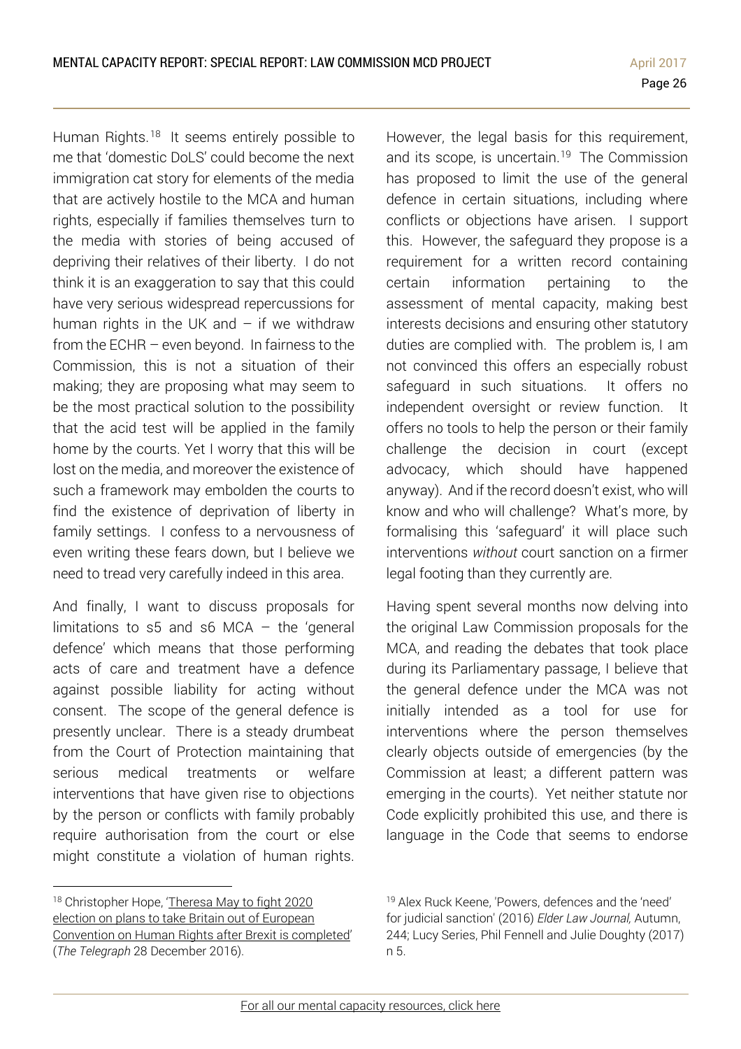Human Rights.[18] It seems entirely possible to me that 'domestic DoLS' could become the next immigration cat story for elements of the media that are actively hostile to the MCA and human rights, especially if families themselves turn to the media with stories of being accused of depriving their relatives of their liberty. I do not think it is an exaggeration to say that this could have very serious widespread repercussions for human rights in the UK and – if we withdraw from the ECHR – even beyond. In fairness to the Commission, this is not a situation of their making; they are proposing what may seem to be the most practical solution to the possibility that the acid test will be applied in the family home by the courts. Yet I worry that this will be lost on the media, and moreover the existence of such a framework may embolden the courts to find the existence of deprivation of liberty in family settings. I confess to a nervousness of even writing these fears down, but I believe we need to tread very carefully indeed in this area.

And finally, I want to discuss proposals for limitations to s5 and s6 MCA – the 'general defence' which means that those performing acts of care and treatment have a defence against possible liability for acting without consent. The scope of the general defence is presently unclear. There is a steady drumbeat from the Court of Protection maintaining that serious medical treatments or welfare interventions that have given rise to objections by the person or conflicts with family probably require authorisation from the court or else might constitute a violation of human rights. However, the legal basis for this requirement, and its scope, is uncertain.[19] The Commission has proposed to limit the use of the general defence in certain situations, including where conflicts or objections have arisen. I support this. However, the safeguard they propose is a requirement for a written record containing certain information pertaining to the assessment of mental capacity, making best interests decisions and ensuring other statutory duties are complied with. The problem is, I am not convinced this offers an especially robust safeguard in such situations. It offers no independent oversight or review function. It offers no tools to help the person or their family challenge the decision in court (except advocacy, which should have happened anyway). And if the record doesn't exist, who will know and who will challenge? What's more, by formalising this 'safeguard' it will place such interventions *without* court sanction on a firmer legal footing than they currently are.

Having spent several months now delving into the original Law Commission proposals for the MCA, and reading the debates that took place during its Parliamentary passage, I believe that the general defence under the MCA was not initially intended as a tool for use for interventions where the person themselves clearly objects outside of emergencies (by the Commission at least; a different pattern was emerging in the courts). Yet neither statute nor Code explicitly prohibited this use, and there is language in the Code that seems to endorse

---

[18] Christopher Hope, 'Theresa May to fight 2020 election on plans to take Britain out of European Convention on Human Rights after Brexit is completed' (*The Telegraph* 28 December 2016).

[19] Alex Ruck Keene, 'Powers, defences and the 'need' for judicial sanction' (2016) *Elder Law Journal,* Autumn, 244; Lucy Series, Phil Fennell and Julie Doughty (2017) n 5.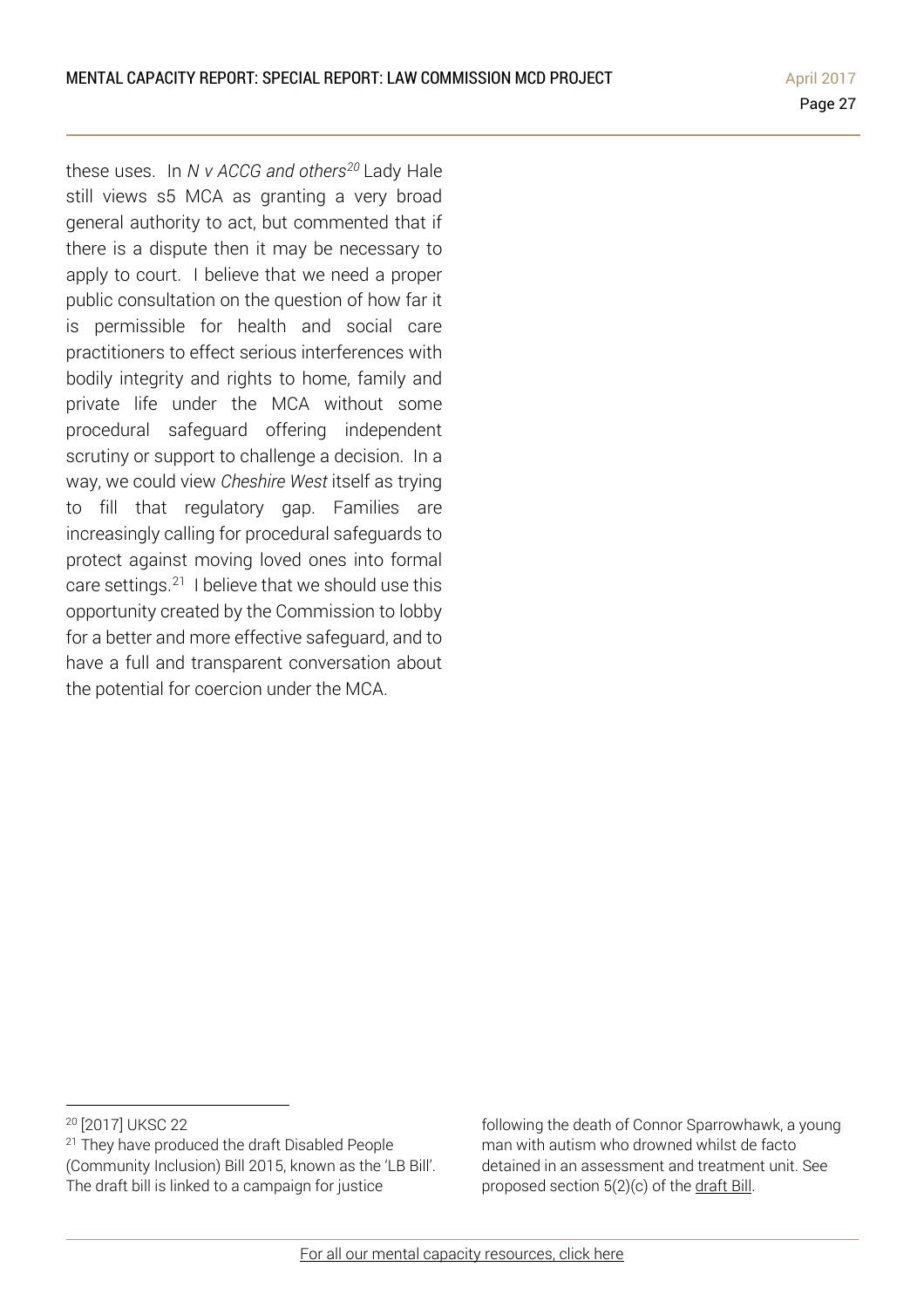these uses. In *N v ACCG and others*[20] Lady Hale still views s5 MCA as granting a very broad general authority to act, but commented that if there is a dispute then it may be necessary to apply to court. I believe that we need a proper public consultation on the question of how far it is permissible for health and social care practitioners to effect serious interferences with bodily integrity and rights to home, family and private life under the MCA without some procedural safeguard offering independent scrutiny or support to challenge a decision. In a way, we could view *Cheshire West* itself as trying to fill that regulatory gap. Families are increasingly calling for procedural safeguards to protect against moving loved ones into formal care settings.[21] I believe that we should use this opportunity created by the Commission to lobby for a better and more effective safeguard, and to have a full and transparent conversation about the potential for coercion under the MCA.

---

[20] [2017] UKSC 22

[21] They have produced the draft Disabled People (Community Inclusion) Bill 2015, known as the 'LB Bill'. The draft bill is linked to a campaign for justice following the death of Connor Sparrowhawk, a young man with autism who drowned whilst de facto detained in an assessment and treatment unit. See proposed section 5(2)(c) of the draft Bill.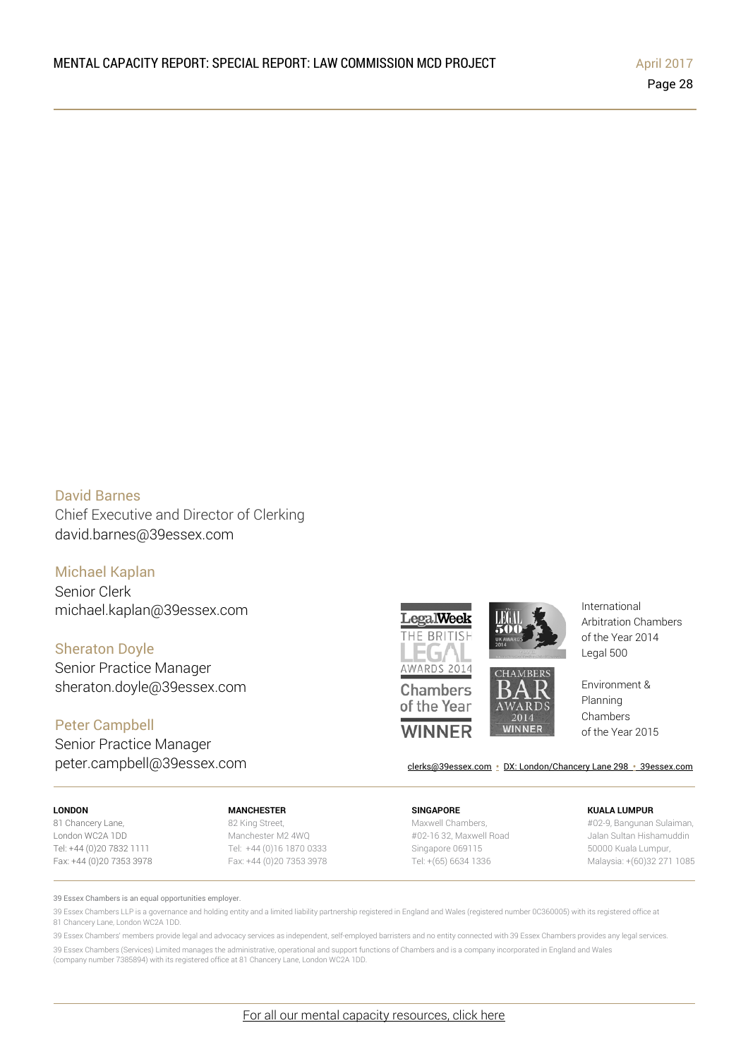David Barnes
Chief Executive and Director of Clerking
david.barnes@39essex.com

Michael Kaplan
Senior Clerk
michael.kaplan@39essex.com

Sheraton Doyle
Senior Practice Manager
sheraton.doyle@39essex.com

Peter Campbell
Senior Practice Manager
peter.campbell@39essex.com

LegalWeek THE BRITISH LEGAL AWARDS 2014 Chambers of the Year WINNER

LEGAL 500 UK AWARDS 2014

International Arbitration Chambers of the Year 2014
Legal 500

CHAMBERS BAR AWARDS 2014 WINNER

Environment & Planning Chambers of the Year 2015

clerks@39essex.com • DX: London/Chancery Lane 298 • 39essex.com

**LONDON**
81 Chancery Lane,
London WC2A 1DD
Tel: +44 (0)20 7832 1111
Fax: +44 (0)20 7353 3978

**MANCHESTER**
82 King Street,
Manchester M2 4WQ
Tel: +44 (0)16 1870 0333
Fax: +44 (0)20 7353 3978

**SINGAPORE**
Maxwell Chambers,
#02-16 32, Maxwell Road
Singapore 069115
Tel: +(65) 6634 1336

**KUALA LUMPUR**
#02-9, Bangunan Sulaiman,
Jalan Sultan Hishamuddin
50000 Kuala Lumpur,
Malaysia: +(60)32 271 1085

39 Essex Chambers is an equal opportunities employer.

39 Essex Chambers LLP is a governance and holding entity and a limited liability partnership registered in England and Wales (registered number 0C360005) with its registered office at 81 Chancery Lane, London WC2A 1DD.

39 Essex Chambers' members provide legal and advocacy services as independent, self-employed barristers and no entity connected with 39 Essex Chambers provides any legal services.

39 Essex Chambers (Services) Limited manages the administrative, operational and support functions of Chambers and is a company incorporated in England and Wales (company number 7385894) with its registered office at 81 Chancery Lane, London WC2A 1DD.

For all our mental capacity resources, click here